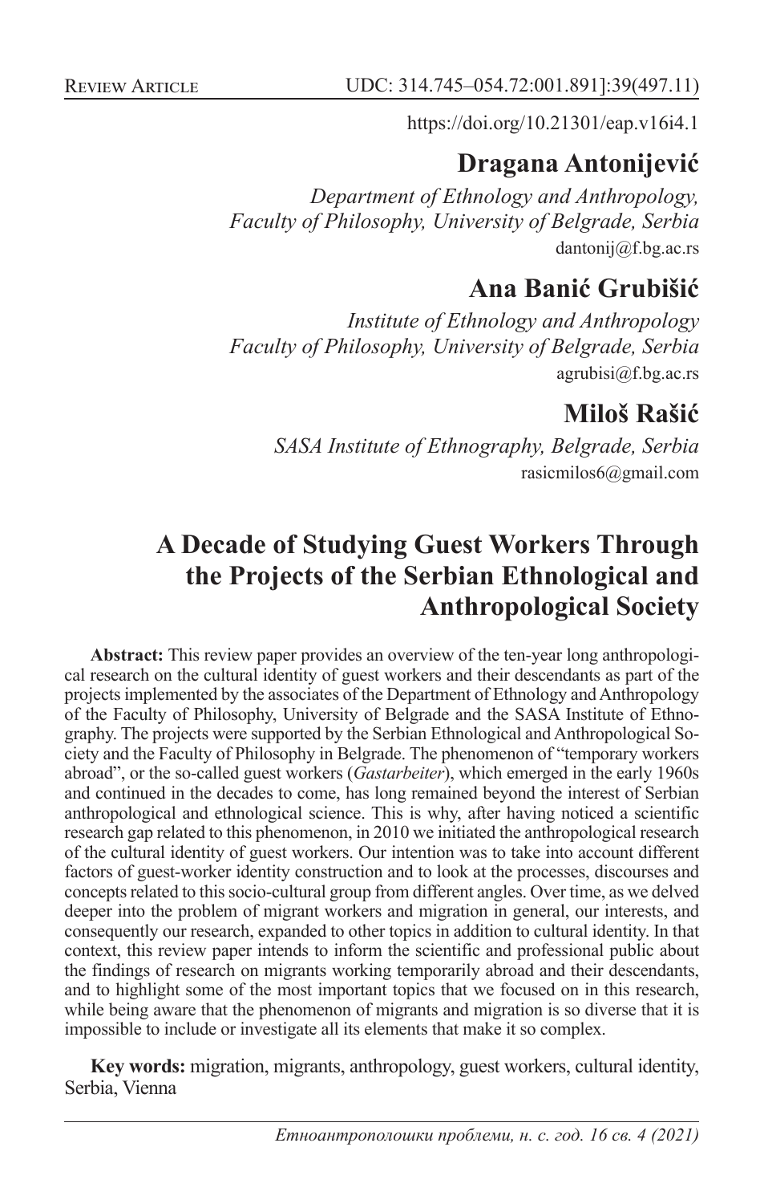Review Article

UDC: 314.745–054.72:001.891]:39(497.11)

https://doi.org/10.21301/eap.v16i4.1

**Dragana Antonijević**

*Department of Ethnology and Anthropology, Faculty of Philosophy, University of Belgrade, Serbia*
dantonij@f.bg.ac.rs

**Ana Banić Grubišić**

*Institute of Ethnology and Anthropology Faculty of Philosophy, University of Belgrade, Serbia*
agrubisi@f.bg.ac.rs

**Miloš Rašić**

*SASA Institute of Ethnography, Belgrade, Serbia*
rasicmilos6@gmail.com

# A Decade of Studying Guest Workers Through the Projects of the Serbian Ethnological and Anthropological Society

**Abstract:** This review paper provides an overview of the ten-year long anthropological research on the cultural identity of guest workers and their descendants as part of the projects implemented by the associates of the Department of Ethnology and Anthropology of the Faculty of Philosophy, University of Belgrade and the SASA Institute of Ethnography. The projects were supported by the Serbian Ethnological and Anthropological Society and the Faculty of Philosophy in Belgrade. The phenomenon of "temporary workers abroad", or the so-called guest workers (*Gastarbeiter*), which emerged in the early 1960s and continued in the decades to come, has long remained beyond the interest of Serbian anthropological and ethnological science. This is why, after having noticed a scientific research gap related to this phenomenon, in 2010 we initiated the anthropological research of the cultural identity of guest workers. Our intention was to take into account different factors of guest-worker identity construction and to look at the processes, discourses and concepts related to this socio-cultural group from different angles. Over time, as we delved deeper into the problem of migrant workers and migration in general, our interests, and consequently our research, expanded to other topics in addition to cultural identity. In that context, this review paper intends to inform the scientific and professional public about the findings of research on migrants working temporarily abroad and their descendants, and to highlight some of the most important topics that we focused on in this research, while being aware that the phenomenon of migrants and migration is so diverse that it is impossible to include or investigate all its elements that make it so complex.

**Key words:** migration, migrants, anthropology, guest workers, cultural identity, Serbia, Vienna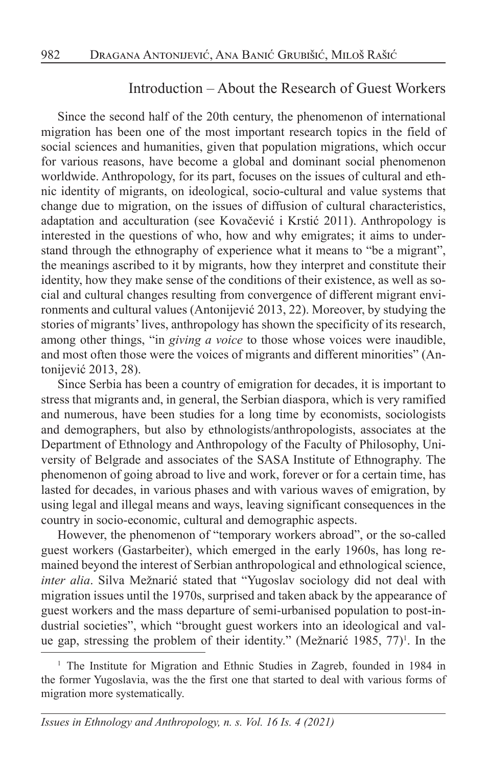## Introduction – About the Research of Guest Workers

Since the second half of the 20th century, the phenomenon of international migration has been one of the most important research topics in the field of social sciences and humanities, given that population migrations, which occur for various reasons, have become a global and dominant social phenomenon worldwide. Anthropology, for its part, focuses on the issues of cultural and ethnic identity of migrants, on ideological, socio-cultural and value systems that change due to migration, on the issues of diffusion of cultural characteristics, adaptation and acculturation (see Kovačević i Krstić 2011). Anthropology is interested in the questions of who, how and why emigrates; it aims to understand through the ethnography of experience what it means to "be a migrant", the meanings ascribed to it by migrants, how they interpret and constitute their identity, how they make sense of the conditions of their existence, as well as social and cultural changes resulting from convergence of different migrant environments and cultural values (Antonijević 2013, 22). Moreover, by studying the stories of migrants' lives, anthropology has shown the specificity of its research, among other things, "in *giving a voice* to those whose voices were inaudible, and most often those were the voices of migrants and different minorities" (Antonijević 2013, 28).

Since Serbia has been a country of emigration for decades, it is important to stress that migrants and, in general, the Serbian diaspora, which is very ramified and numerous, have been studies for a long time by economists, sociologists and demographers, but also by ethnologists/anthropologists, associates at the Department of Ethnology and Anthropology of the Faculty of Philosophy, University of Belgrade and associates of the SASA Institute of Ethnography. The phenomenon of going abroad to live and work, forever or for a certain time, has lasted for decades, in various phases and with various waves of emigration, by using legal and illegal means and ways, leaving significant consequences in the country in socio-economic, cultural and demographic aspects.

However, the phenomenon of "temporary workers abroad", or the so-called guest workers (Gastarbeiter), which emerged in the early 1960s, has long remained beyond the interest of Serbian anthropological and ethnological science, *inter alia*. Silva Mežnarić stated that "Yugoslav sociology did not deal with migration issues until the 1970s, surprised and taken aback by the appearance of guest workers and the mass departure of semi-urbanised population to post-industrial societies", which "brought guest workers into an ideological and value gap, stressing the problem of their identity." (Mežnarić 1985, 77)[1]. In the

---

[1] The Institute for Migration and Ethnic Studies in Zagreb, founded in 1984 in the former Yugoslavia, was the the first one that started to deal with various forms of migration more systematically.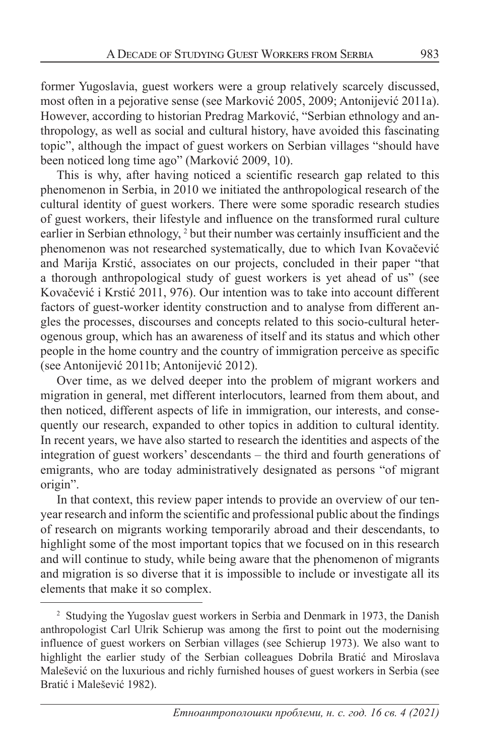former Yugoslavia, guest workers were a group relatively scarcely discussed, most often in a pejorative sense (see Marković 2005, 2009; Antonijević 2011a). However, according to historian Predrag Marković, "Serbian ethnology and anthropology, as well as social and cultural history, have avoided this fascinating topic", although the impact of guest workers on Serbian villages "should have been noticed long time ago" (Marković 2009, 10).

This is why, after having noticed a scientific research gap related to this phenomenon in Serbia, in 2010 we initiated the anthropological research of the cultural identity of guest workers. There were some sporadic research studies of guest workers, their lifestyle and influence on the transformed rural culture earlier in Serbian ethnology, [2] but their number was certainly insufficient and the phenomenon was not researched systematically, due to which Ivan Kovačević and Marija Krstić, associates on our projects, concluded in their paper "that a thorough anthropological study of guest workers is yet ahead of us" (see Kovačević i Krstić 2011, 976). Our intention was to take into account different factors of guest-worker identity construction and to analyse from different angles the processes, discourses and concepts related to this socio-cultural heterogenous group, which has an awareness of itself and its status and which other people in the home country and the country of immigration perceive as specific (see Antonijević 2011b; Antonijević 2012).

Over time, as we delved deeper into the problem of migrant workers and migration in general, met different interlocutors, learned from them about, and then noticed, different aspects of life in immigration, our interests, and consequently our research, expanded to other topics in addition to cultural identity. In recent years, we have also started to research the identities and aspects of the integration of guest workers' descendants – the third and fourth generations of emigrants, who are today administratively designated as persons "of migrant origin".

In that context, this review paper intends to provide an overview of our ten-year research and inform the scientific and professional public about the findings of research on migrants working temporarily abroad and their descendants, to highlight some of the most important topics that we focused on in this research and will continue to study, while being aware that the phenomenon of migrants and migration is so diverse that it is impossible to include or investigate all its elements that make it so complex.

---

[2] Studying the Yugoslav guest workers in Serbia and Denmark in 1973, the Danish anthropologist Carl Ulrik Schierup was among the first to point out the modernising influence of guest workers on Serbian villages (see Schierup 1973). We also want to highlight the earlier study of the Serbian colleagues Dobrila Bratić and Miroslava Malešević on the luxurious and richly furnished houses of guest workers in Serbia (see Bratić i Malešević 1982).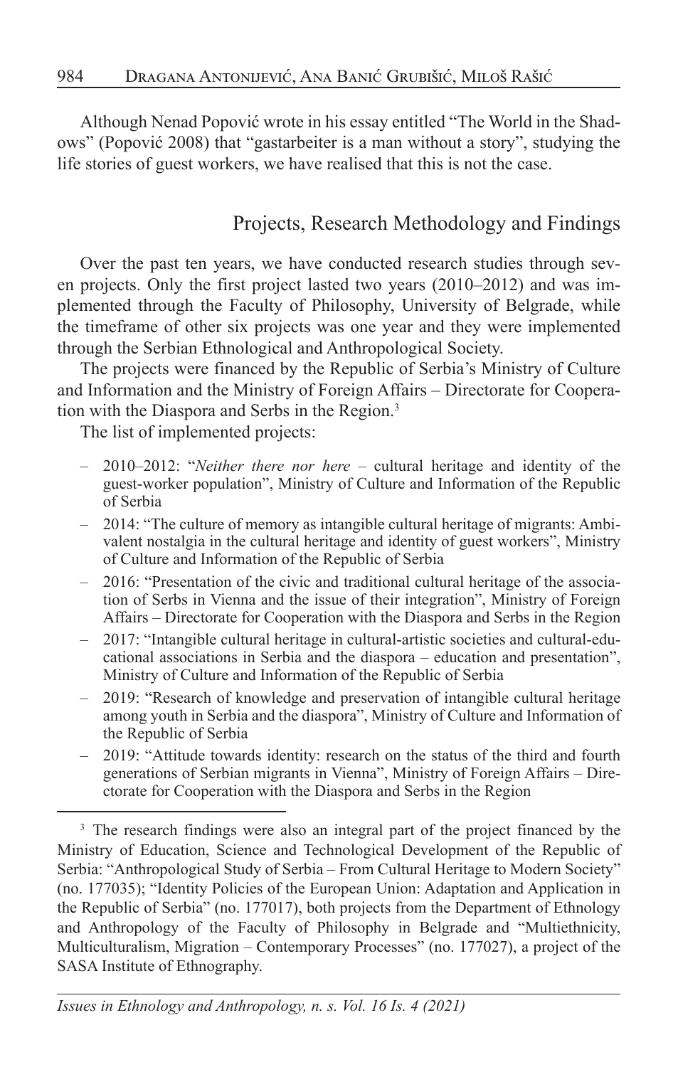Although Nenad Popović wrote in his essay entitled "The World in the Shadows" (Popović 2008) that "gastarbeiter is a man without a story", studying the life stories of guest workers, we have realised that this is not the case.

## Projects, Research Methodology and Findings

Over the past ten years, we have conducted research studies through seven projects. Only the first project lasted two years (2010–2012) and was implemented through the Faculty of Philosophy, University of Belgrade, while the timeframe of other six projects was one year and they were implemented through the Serbian Ethnological and Anthropological Society.

The projects were financed by the Republic of Serbia's Ministry of Culture and Information and the Ministry of Foreign Affairs – Directorate for Cooperation with the Diaspora and Serbs in the Region.[3]

The list of implemented projects:

- 2010–2012: "*Neither there nor here* – cultural heritage and identity of the guest-worker population", Ministry of Culture and Information of the Republic of Serbia
- 2014: "The culture of memory as intangible cultural heritage of migrants: Ambivalent nostalgia in the cultural heritage and identity of guest workers", Ministry of Culture and Information of the Republic of Serbia
- 2016: "Presentation of the civic and traditional cultural heritage of the association of Serbs in Vienna and the issue of their integration", Ministry of Foreign Affairs – Directorate for Cooperation with the Diaspora and Serbs in the Region
- 2017: "Intangible cultural heritage in cultural-artistic societies and cultural-educational associations in Serbia and the diaspora – education and presentation", Ministry of Culture and Information of the Republic of Serbia
- 2019: "Research of knowledge and preservation of intangible cultural heritage among youth in Serbia and the diaspora", Ministry of Culture and Information of the Republic of Serbia
- 2019: "Attitude towards identity: research on the status of the third and fourth generations of Serbian migrants in Vienna", Ministry of Foreign Affairs – Directorate for Cooperation with the Diaspora and Serbs in the Region

[3] The research findings were also an integral part of the project financed by the Ministry of Education, Science and Technological Development of the Republic of Serbia: "Anthropological Study of Serbia – From Cultural Heritage to Modern Society" (no. 177035); "Identity Policies of the European Union: Adaptation and Application in the Republic of Serbia" (no. 177017), both projects from the Department of Ethnology and Anthropology of the Faculty of Philosophy in Belgrade and "Multiethnicity, Multiculturalism, Migration – Contemporary Processes" (no. 177027), a project of the SASA Institute of Ethnography.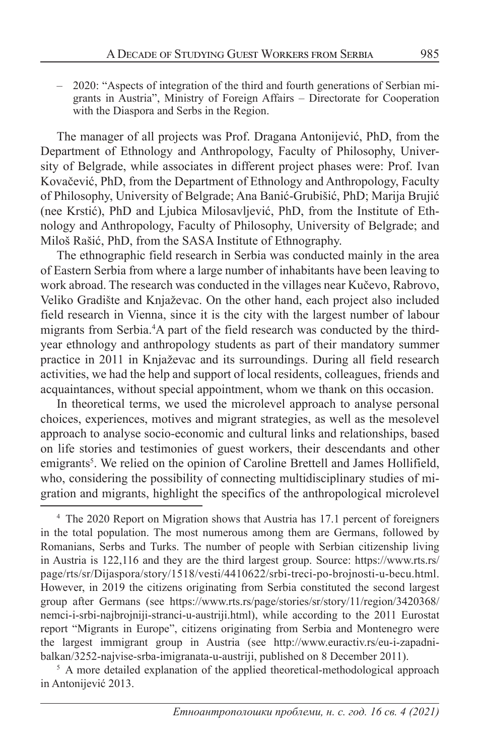– 2020: "Aspects of integration of the third and fourth generations of Serbian migrants in Austria", Ministry of Foreign Affairs – Directorate for Cooperation with the Diaspora and Serbs in the Region.

The manager of all projects was Prof. Dragana Antonijević, PhD, from the Department of Ethnology and Anthropology, Faculty of Philosophy, University of Belgrade, while associates in different project phases were: Prof. Ivan Kovačević, PhD, from the Department of Ethnology and Anthropology, Faculty of Philosophy, University of Belgrade; Ana Banić-Grubišić, PhD; Marija Brujić (nee Krstić), PhD and Ljubica Milosavljević, PhD, from the Institute of Ethnology and Anthropology, Faculty of Philosophy, University of Belgrade; and Miloš Rašić, PhD, from the SASA Institute of Ethnography.

The ethnographic field research in Serbia was conducted mainly in the area of Eastern Serbia from where a large number of inhabitants have been leaving to work abroad. The research was conducted in the villages near Kučevo, Rabrovo, Veliko Gradište and Knjaževac. On the other hand, each project also included field research in Vienna, since it is the city with the largest number of labour migrants from Serbia.[4] A part of the field research was conducted by the third-year ethnology and anthropology students as part of their mandatory summer practice in 2011 in Knjaževac and its surroundings. During all field research activities, we had the help and support of local residents, colleagues, friends and acquaintances, without special appointment, whom we thank on this occasion.

In theoretical terms, we used the microlevel approach to analyse personal choices, experiences, motives and migrant strategies, as well as the mesolevel approach to analyse socio-economic and cultural links and relationships, based on life stories and testimonies of guest workers, their descendants and other emigrants[5]. We relied on the opinion of Caroline Brettell and James Hollifield, who, considering the possibility of connecting multidisciplinary studies of migration and migrants, highlight the specifics of the anthropological microlevel

---

[4] The 2020 Report on Migration shows that Austria has 17.1 percent of foreigners in the total population. The most numerous among them are Germans, followed by Romanians, Serbs and Turks. The number of people with Serbian citizenship living in Austria is 122,116 and they are the third largest group. Source: https://www.rts.rs/page/rts/sr/Dijaspora/story/1518/vesti/4410622/srbi-treci-po-brojnosti-u-becu.html. However, in 2019 the citizens originating from Serbia constituted the second largest group after Germans (see https://www.rts.rs/page/stories/sr/story/11/region/3420368/nemci-i-srbi-najbrojniji-stranci-u-austriji.html), while according to the 2011 Eurostat report "Migrants in Europe", citizens originating from Serbia and Montenegro were the largest immigrant group in Austria (see http://www.euractiv.rs/eu-i-zapadni-balkan/3252-najvise-srba-imigranata-u-austriji, published on 8 December 2011).

[5] A more detailed explanation of the applied theoretical-methodological approach in Antonijević 2013.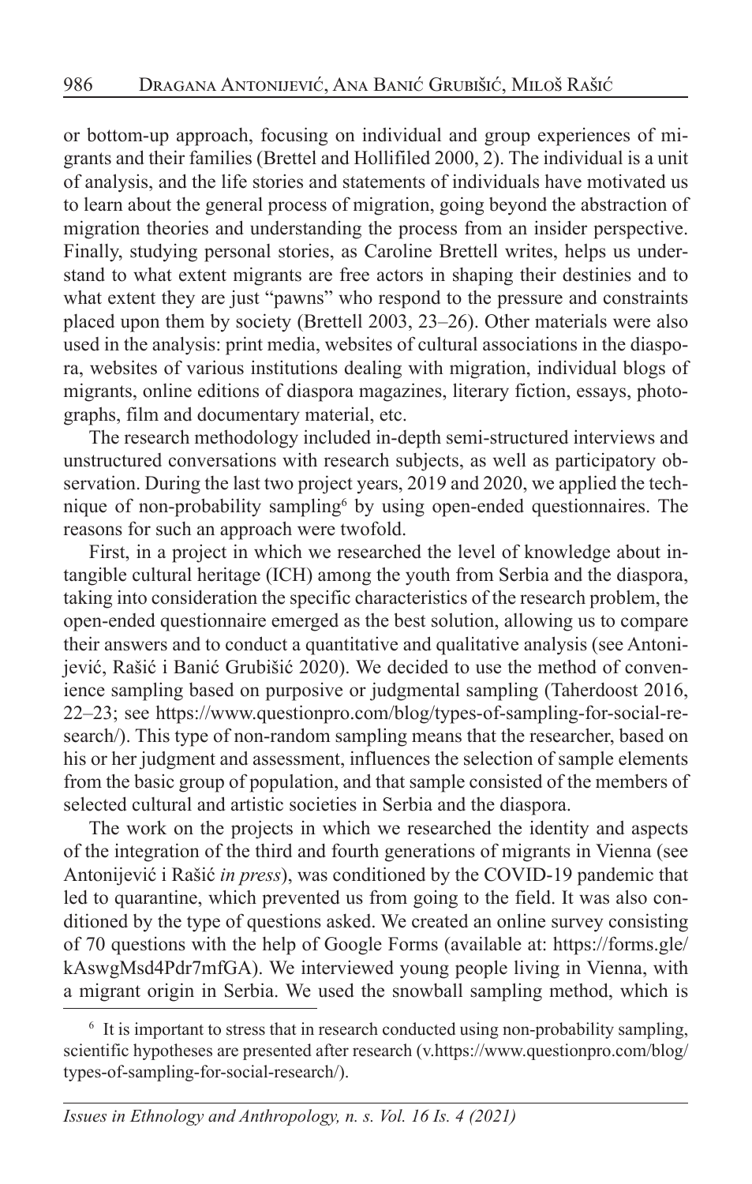or bottom-up approach, focusing on individual and group experiences of migrants and their families (Brettel and Hollifiled 2000, 2). The individual is a unit of analysis, and the life stories and statements of individuals have motivated us to learn about the general process of migration, going beyond the abstraction of migration theories and understanding the process from an insider perspective. Finally, studying personal stories, as Caroline Brettell writes, helps us understand to what extent migrants are free actors in shaping their destinies and to what extent they are just "pawns" who respond to the pressure and constraints placed upon them by society (Brettell 2003, 23–26). Other materials were also used in the analysis: print media, websites of cultural associations in the diaspora, websites of various institutions dealing with migration, individual blogs of migrants, online editions of diaspora magazines, literary fiction, essays, photographs, film and documentary material, etc.

The research methodology included in-depth semi-structured interviews and unstructured conversations with research subjects, as well as participatory observation. During the last two project years, 2019 and 2020, we applied the technique of non-probability sampling[6] by using open-ended questionnaires. The reasons for such an approach were twofold.

First, in a project in which we researched the level of knowledge about intangible cultural heritage (ICH) among the youth from Serbia and the diaspora, taking into consideration the specific characteristics of the research problem, the open-ended questionnaire emerged as the best solution, allowing us to compare their answers and to conduct a quantitative and qualitative analysis (see Antonijević, Rašić i Banić Grubišić 2020). We decided to use the method of convenience sampling based on purposive or judgmental sampling (Taherdoost 2016, 22–23; see https://www.questionpro.com/blog/types-of-sampling-for-social-research/). This type of non-random sampling means that the researcher, based on his or her judgment and assessment, influences the selection of sample elements from the basic group of population, and that sample consisted of the members of selected cultural and artistic societies in Serbia and the diaspora.

The work on the projects in which we researched the identity and aspects of the integration of the third and fourth generations of migrants in Vienna (see Antonijević i Rašić *in press*), was conditioned by the COVID-19 pandemic that led to quarantine, which prevented us from going to the field. It was also conditioned by the type of questions asked. We created an online survey consisting of 70 questions with the help of Google Forms (available at: https://forms.gle/kAswgMsd4Pdr7mfGA). We interviewed young people living in Vienna, with a migrant origin in Serbia. We used the snowball sampling method, which is

[6] It is important to stress that in research conducted using non-probability sampling, scientific hypotheses are presented after research (v.https://www.questionpro.com/blog/types-of-sampling-for-social-research/).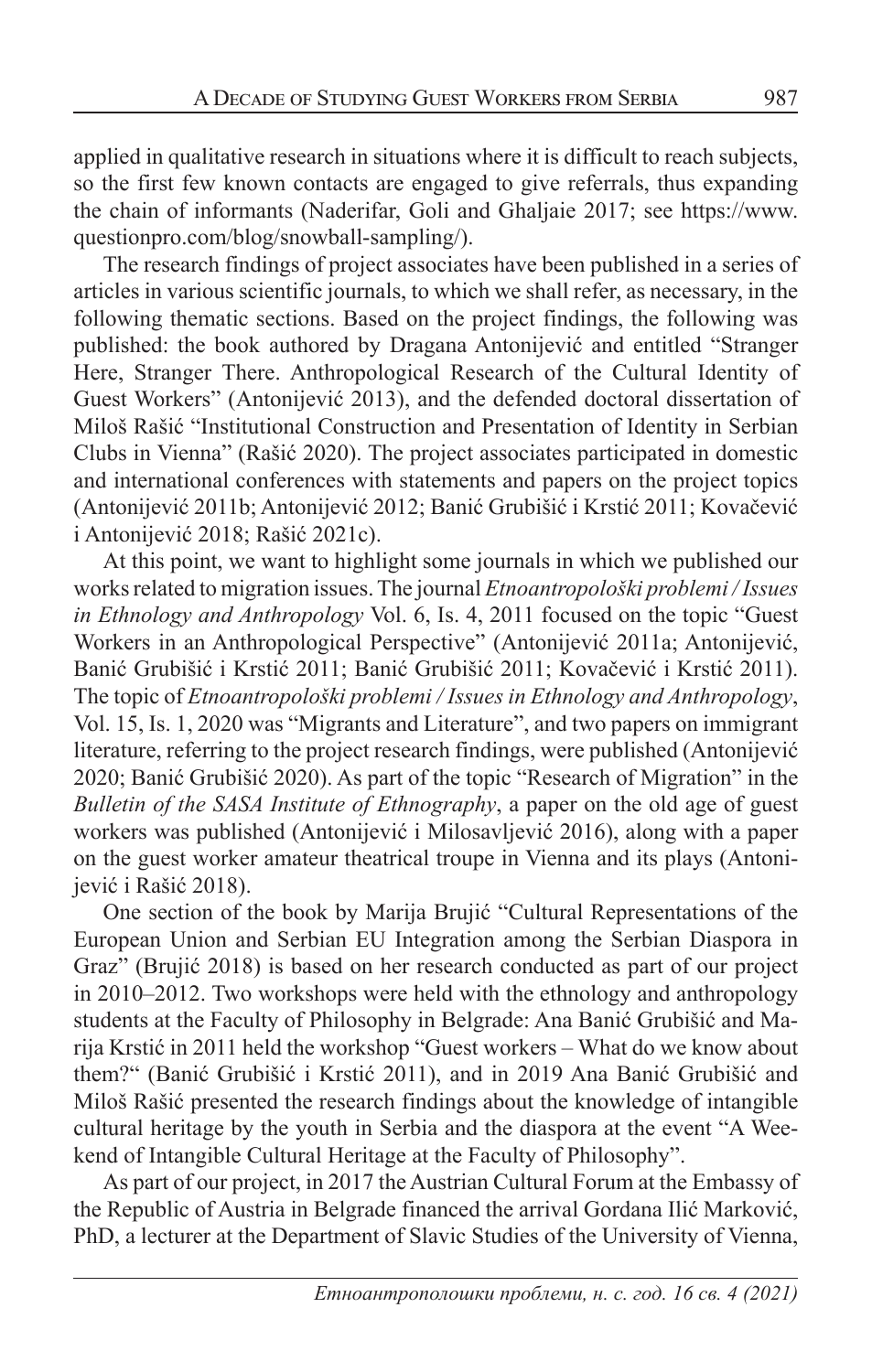applied in qualitative research in situations where it is difficult to reach subjects, so the first few known contacts are engaged to give referrals, thus expanding the chain of informants (Naderifar, Goli and Ghaljaie 2017; see https://www.questionpro.com/blog/snowball-sampling/).

The research findings of project associates have been published in a series of articles in various scientific journals, to which we shall refer, as necessary, in the following thematic sections. Based on the project findings, the following was published: the book authored by Dragana Antonijević and entitled "Stranger Here, Stranger There. Anthropological Research of the Cultural Identity of Guest Workers" (Antonijević 2013), and the defended doctoral dissertation of Miloš Rašić "Institutional Construction and Presentation of Identity in Serbian Clubs in Vienna" (Rašić 2020). The project associates participated in domestic and international conferences with statements and papers on the project topics (Antonijević 2011b; Antonijević 2012; Banić Grubišić i Krstić 2011; Kovačević i Antonijević 2018; Rašić 2021c).

At this point, we want to highlight some journals in which we published our works related to migration issues. The journal *Etnoantropološki problemi / Issues in Ethnology and Anthropology* Vol. 6, Is. 4, 2011 focused on the topic "Guest Workers in an Anthropological Perspective" (Antonijević 2011a; Antonijević, Banić Grubišić i Krstić 2011; Banić Grubišić 2011; Kovačević i Krstić 2011). The topic of *Etnoantropološki problemi / Issues in Ethnology and Anthropology*, Vol. 15, Is. 1, 2020 was "Migrants and Literature", and two papers on immigrant literature, referring to the project research findings, were published (Antonijević 2020; Banić Grubišić 2020). As part of the topic "Research of Migration" in the *Bulletin of the SASA Institute of Ethnography*, a paper on the old age of guest workers was published (Antonijević i Milosavljević 2016), along with a paper on the guest worker amateur theatrical troupe in Vienna and its plays (Antonijević i Rašić 2018).

One section of the book by Marija Brujić "Cultural Representations of the European Union and Serbian EU Integration among the Serbian Diaspora in Graz" (Brujić 2018) is based on her research conducted as part of our project in 2010–2012. Two workshops were held with the ethnology and anthropology students at the Faculty of Philosophy in Belgrade: Ana Banić Grubišić and Marija Krstić in 2011 held the workshop "Guest workers – What do we know about them?" (Banić Grubišić i Krstić 2011), and in 2019 Ana Banić Grubišić and Miloš Rašić presented the research findings about the knowledge of intangible cultural heritage by the youth in Serbia and the diaspora at the event "A Weekend of Intangible Cultural Heritage at the Faculty of Philosophy".

As part of our project, in 2017 the Austrian Cultural Forum at the Embassy of the Republic of Austria in Belgrade financed the arrival Gordana Ilić Marković, PhD, a lecturer at the Department of Slavic Studies of the University of Vienna,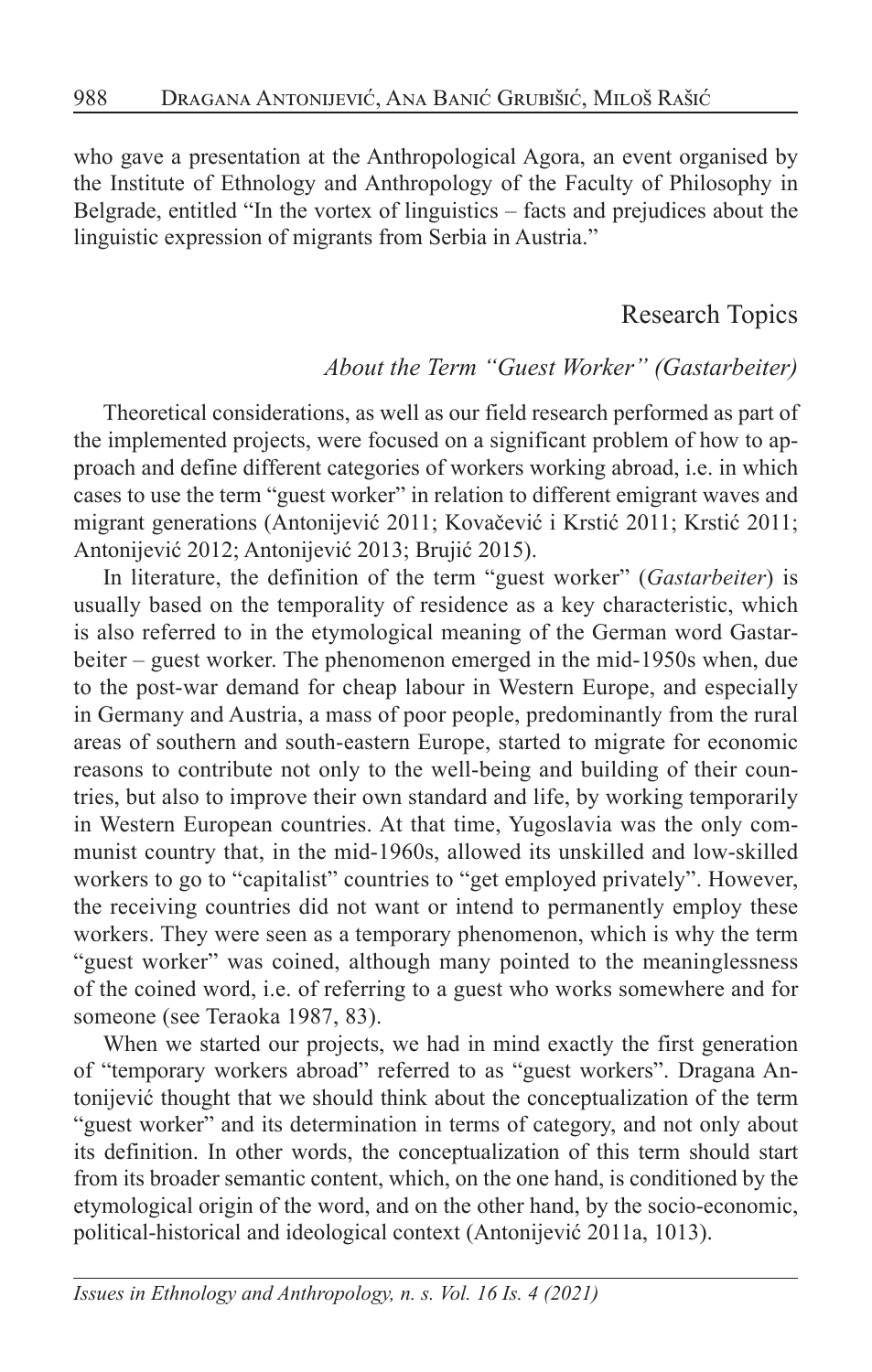who gave a presentation at the Anthropological Agora, an event organised by the Institute of Ethnology and Anthropology of the Faculty of Philosophy in Belgrade, entitled "In the vortex of linguistics – facts and prejudices about the linguistic expression of migrants from Serbia in Austria."

## Research Topics

### *About the Term "Guest Worker" (Gastarbeiter)*

Theoretical considerations, as well as our field research performed as part of the implemented projects, were focused on a significant problem of how to approach and define different categories of workers working abroad, i.e. in which cases to use the term "guest worker" in relation to different emigrant waves and migrant generations (Antonijević 2011; Kovačević i Krstić 2011; Krstić 2011; Antonijević 2012; Antonijević 2013; Brujić 2015).

In literature, the definition of the term "guest worker" (*Gastarbeiter*) is usually based on the temporality of residence as a key characteristic, which is also referred to in the etymological meaning of the German word Gastarbeiter – guest worker. The phenomenon emerged in the mid-1950s when, due to the post-war demand for cheap labour in Western Europe, and especially in Germany and Austria, a mass of poor people, predominantly from the rural areas of southern and south-eastern Europe, started to migrate for economic reasons to contribute not only to the well-being and building of their countries, but also to improve their own standard and life, by working temporarily in Western European countries. At that time, Yugoslavia was the only communist country that, in the mid-1960s, allowed its unskilled and low-skilled workers to go to "capitalist" countries to "get employed privately". However, the receiving countries did not want or intend to permanently employ these workers. They were seen as a temporary phenomenon, which is why the term "guest worker" was coined, although many pointed to the meaninglessness of the coined word, i.e. of referring to a guest who works somewhere and for someone (see Teraoka 1987, 83).

When we started our projects, we had in mind exactly the first generation of "temporary workers abroad" referred to as "guest workers". Dragana Antonijević thought that we should think about the conceptualization of the term "guest worker" and its determination in terms of category, and not only about its definition. In other words, the conceptualization of this term should start from its broader semantic content, which, on the one hand, is conditioned by the etymological origin of the word, and on the other hand, by the socio-economic, political-historical and ideological context (Antonijević 2011a, 1013).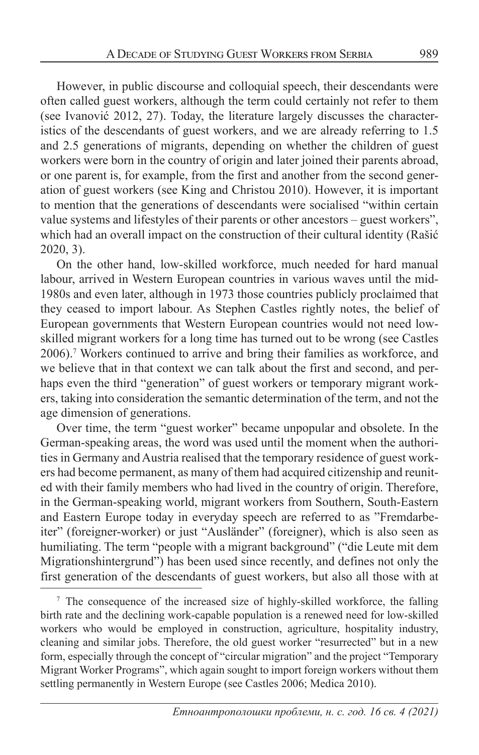However, in public discourse and colloquial speech, their descendants were often called guest workers, although the term could certainly not refer to them (see Ivanović 2012, 27). Today, the literature largely discusses the characteristics of the descendants of guest workers, and we are already referring to 1.5 and 2.5 generations of migrants, depending on whether the children of guest workers were born in the country of origin and later joined their parents abroad, or one parent is, for example, from the first and another from the second generation of guest workers (see King and Christou 2010). However, it is important to mention that the generations of descendants were socialised "within certain value systems and lifestyles of their parents or other ancestors – guest workers", which had an overall impact on the construction of their cultural identity (Rašić 2020, 3).

On the other hand, low-skilled workforce, much needed for hard manual labour, arrived in Western European countries in various waves until the mid-1980s and even later, although in 1973 those countries publicly proclaimed that they ceased to import labour. As Stephen Castles rightly notes, the belief of European governments that Western European countries would not need low-skilled migrant workers for a long time has turned out to be wrong (see Castles 2006).[7] Workers continued to arrive and bring their families as workforce, and we believe that in that context we can talk about the first and second, and perhaps even the third "generation" of guest workers or temporary migrant workers, taking into consideration the semantic determination of the term, and not the age dimension of generations.

Over time, the term "guest worker" became unpopular and obsolete. In the German-speaking areas, the word was used until the moment when the authorities in Germany and Austria realised that the temporary residence of guest workers had become permanent, as many of them had acquired citizenship and reunited with their family members who had lived in the country of origin. Therefore, in the German-speaking world, migrant workers from Southern, South-Eastern and Eastern Europe today in everyday speech are referred to as "Fremdarbeiter" (foreigner-worker) or just "Ausländer" (foreigner), which is also seen as humiliating. The term "people with a migrant background" ("die Leute mit dem Migrationshintergrund") has been used since recently, and defines not only the first generation of the descendants of guest workers, but also all those with at

---

[7] The consequence of the increased size of highly-skilled workforce, the falling birth rate and the declining work-capable population is a renewed need for low-skilled workers who would be employed in construction, agriculture, hospitality industry, cleaning and similar jobs. Therefore, the old guest worker "resurrected" but in a new form, especially through the concept of "circular migration" and the project "Temporary Migrant Worker Programs", which again sought to import foreign workers without them settling permanently in Western Europe (see Castles 2006; Medica 2010).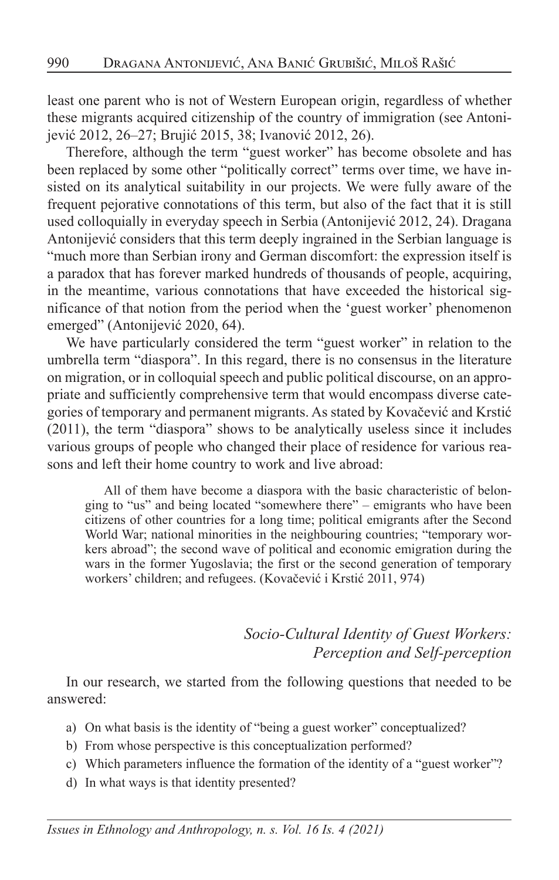least one parent who is not of Western European origin, regardless of whether these migrants acquired citizenship of the country of immigration (see Antonijević 2012, 26–27; Brujić 2015, 38; Ivanović 2012, 26).

Therefore, although the term "guest worker" has become obsolete and has been replaced by some other "politically correct" terms over time, we have insisted on its analytical suitability in our projects. We were fully aware of the frequent pejorative connotations of this term, but also of the fact that it is still used colloquially in everyday speech in Serbia (Antonijević 2012, 24). Dragana Antonijević considers that this term deeply ingrained in the Serbian language is "much more than Serbian irony and German discomfort: the expression itself is a paradox that has forever marked hundreds of thousands of people, acquiring, in the meantime, various connotations that have exceeded the historical significance of that notion from the period when the 'guest worker' phenomenon emerged" (Antonijević 2020, 64).

We have particularly considered the term "guest worker" in relation to the umbrella term "diaspora". In this regard, there is no consensus in the literature on migration, or in colloquial speech and public political discourse, on an appropriate and sufficiently comprehensive term that would encompass diverse categories of temporary and permanent migrants. As stated by Kovačević and Krstić (2011), the term "diaspora" shows to be analytically useless since it includes various groups of people who changed their place of residence for various reasons and left their home country to work and live abroad:

> All of them have become a diaspora with the basic characteristic of belonging to "us" and being located "somewhere there" – emigrants who have been citizens of other countries for a long time; political emigrants after the Second World War; national minorities in the neighbouring countries; "temporary workers abroad"; the second wave of political and economic emigration during the wars in the former Yugoslavia; the first or the second generation of temporary workers' children; and refugees. (Kovačević i Krstić 2011, 974)

## *Socio-Cultural Identity of Guest Workers: Perception and Self-perception*

In our research, we started from the following questions that needed to be answered:

a) On what basis is the identity of "being a guest worker" conceptualized?
b) From whose perspective is this conceptualization performed?
c) Which parameters influence the formation of the identity of a "guest worker"?
d) In what ways is that identity presented?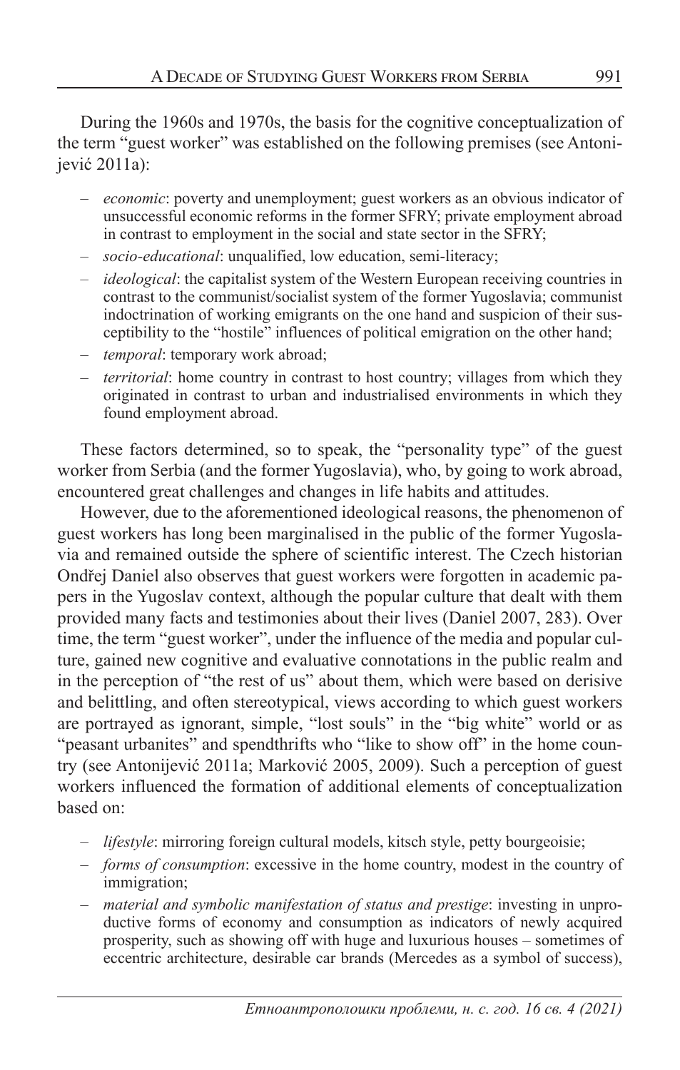During the 1960s and 1970s, the basis for the cognitive conceptualization of the term "guest worker" was established on the following premises (see Antonijević 2011a):

- *economic*: poverty and unemployment; guest workers as an obvious indicator of unsuccessful economic reforms in the former SFRY; private employment abroad in contrast to employment in the social and state sector in the SFRY;
- *socio-educational*: unqualified, low education, semi-literacy;
- *ideological*: the capitalist system of the Western European receiving countries in contrast to the communist/socialist system of the former Yugoslavia; communist indoctrination of working emigrants on the one hand and suspicion of their susceptibility to the "hostile" influences of political emigration on the other hand;
- *temporal*: temporary work abroad;
- *territorial*: home country in contrast to host country; villages from which they originated in contrast to urban and industrialised environments in which they found employment abroad.

These factors determined, so to speak, the "personality type" of the guest worker from Serbia (and the former Yugoslavia), who, by going to work abroad, encountered great challenges and changes in life habits and attitudes.

However, due to the aforementioned ideological reasons, the phenomenon of guest workers has long been marginalised in the public of the former Yugoslavia and remained outside the sphere of scientific interest. The Czech historian Ondřej Daniel also observes that guest workers were forgotten in academic papers in the Yugoslav context, although the popular culture that dealt with them provided many facts and testimonies about their lives (Daniel 2007, 283). Over time, the term "guest worker", under the influence of the media and popular culture, gained new cognitive and evaluative connotations in the public realm and in the perception of "the rest of us" about them, which were based on derisive and belittling, and often stereotypical, views according to which guest workers are portrayed as ignorant, simple, "lost souls" in the "big white" world or as "peasant urbanites" and spendthrifts who "like to show off" in the home country (see Antonijević 2011a; Marković 2005, 2009). Such a perception of guest workers influenced the formation of additional elements of conceptualization based on:

- *lifestyle*: mirroring foreign cultural models, kitsch style, petty bourgeoisie;
- *forms of consumption*: excessive in the home country, modest in the country of immigration;
- *material and symbolic manifestation of status and prestige*: investing in unproductive forms of economy and consumption as indicators of newly acquired prosperity, such as showing off with huge and luxurious houses – sometimes of eccentric architecture, desirable car brands (Mercedes as a symbol of success),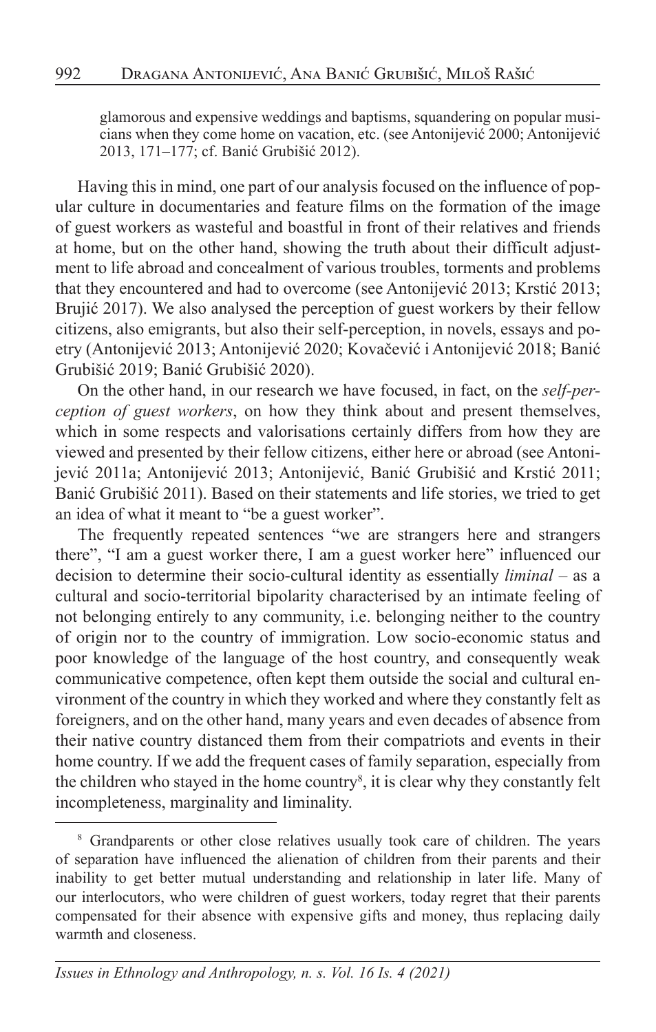glamorous and expensive weddings and baptisms, squandering on popular musicians when they come home on vacation, etc. (see Antonijević 2000; Antonijević 2013, 171–177; cf. Banić Grubišić 2012).

Having this in mind, one part of our analysis focused on the influence of popular culture in documentaries and feature films on the formation of the image of guest workers as wasteful and boastful in front of their relatives and friends at home, but on the other hand, showing the truth about their difficult adjustment to life abroad and concealment of various troubles, torments and problems that they encountered and had to overcome (see Antonijević 2013; Krstić 2013; Brujić 2017). We also analysed the perception of guest workers by their fellow citizens, also emigrants, but also their self-perception, in novels, essays and poetry (Antonijević 2013; Antonijević 2020; Kovačević i Antonijević 2018; Banić Grubišić 2019; Banić Grubišić 2020).

On the other hand, in our research we have focused, in fact, on the *self-perception of guest workers*, on how they think about and present themselves, which in some respects and valorisations certainly differs from how they are viewed and presented by their fellow citizens, either here or abroad (see Antonijević 2011a; Antonijević 2013; Antonijević, Banić Grubišić and Krstić 2011; Banić Grubišić 2011). Based on their statements and life stories, we tried to get an idea of what it meant to "be a guest worker".

The frequently repeated sentences "we are strangers here and strangers there", "I am a guest worker there, I am a guest worker here" influenced our decision to determine their socio-cultural identity as essentially *liminal* – as a cultural and socio-territorial bipolarity characterised by an intimate feeling of not belonging entirely to any community, i.e. belonging neither to the country of origin nor to the country of immigration. Low socio-economic status and poor knowledge of the language of the host country, and consequently weak communicative competence, often kept them outside the social and cultural environment of the country in which they worked and where they constantly felt as foreigners, and on the other hand, many years and even decades of absence from their native country distanced them from their compatriots and events in their home country. If we add the frequent cases of family separation, especially from the children who stayed in the home country[8], it is clear why they constantly felt incompleteness, marginality and liminality.

[8] Grandparents or other close relatives usually took care of children. The years of separation have influenced the alienation of children from their parents and their inability to get better mutual understanding and relationship in later life. Many of our interlocutors, who were children of guest workers, today regret that their parents compensated for their absence with expensive gifts and money, thus replacing daily warmth and closeness.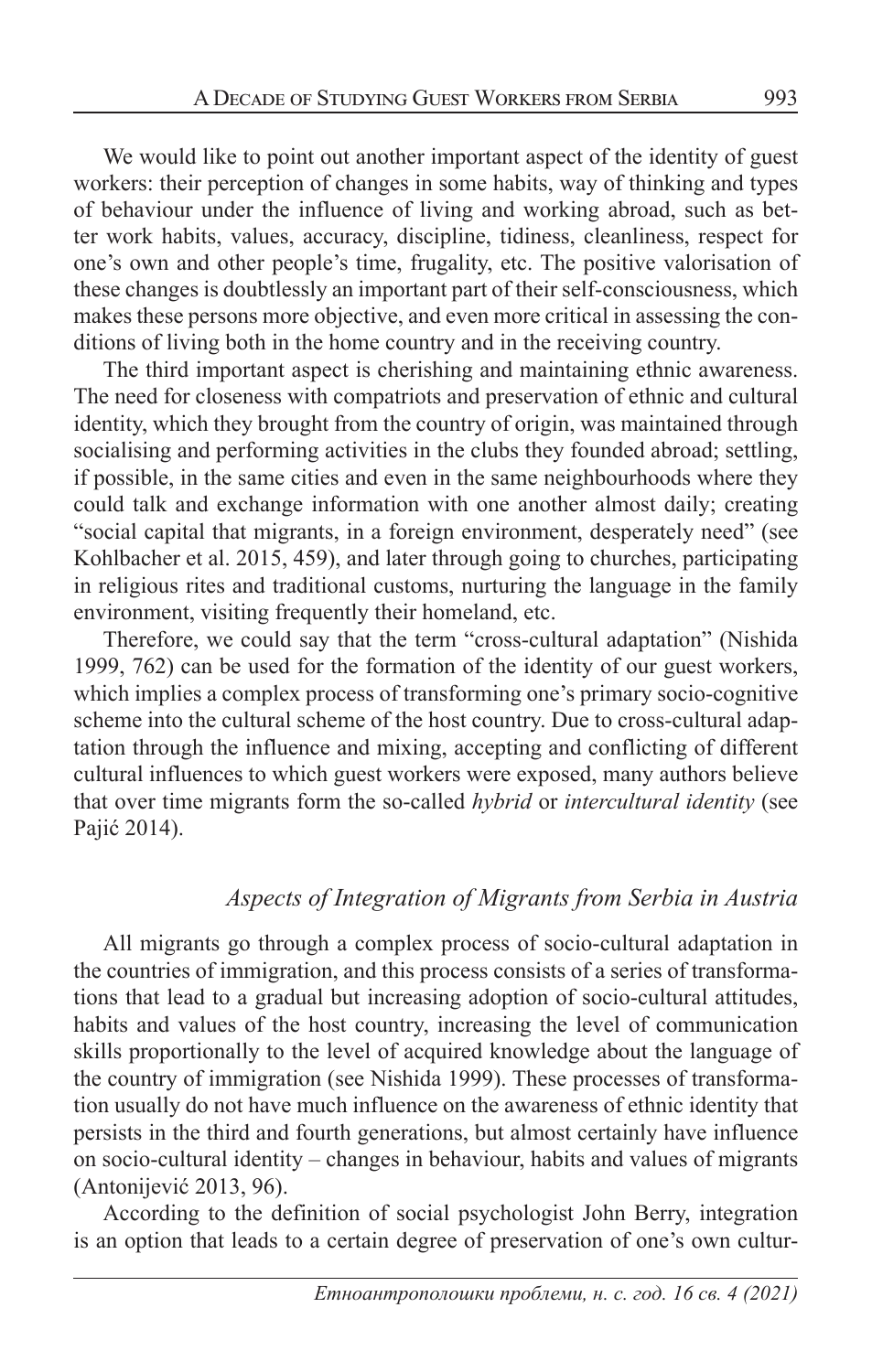We would like to point out another important aspect of the identity of guest workers: their perception of changes in some habits, way of thinking and types of behaviour under the influence of living and working abroad, such as better work habits, values, accuracy, discipline, tidiness, cleanliness, respect for one's own and other people's time, frugality, etc. The positive valorisation of these changes is doubtlessly an important part of their self-consciousness, which makes these persons more objective, and even more critical in assessing the conditions of living both in the home country and in the receiving country.

The third important aspect is cherishing and maintaining ethnic awareness. The need for closeness with compatriots and preservation of ethnic and cultural identity, which they brought from the country of origin, was maintained through socialising and performing activities in the clubs they founded abroad; settling, if possible, in the same cities and even in the same neighbourhoods where they could talk and exchange information with one another almost daily; creating "social capital that migrants, in a foreign environment, desperately need" (see Kohlbacher et al. 2015, 459), and later through going to churches, participating in religious rites and traditional customs, nurturing the language in the family environment, visiting frequently their homeland, etc.

Therefore, we could say that the term "cross-cultural adaptation" (Nishida 1999, 762) can be used for the formation of the identity of our guest workers, which implies a complex process of transforming one's primary socio-cognitive scheme into the cultural scheme of the host country. Due to cross-cultural adaptation through the influence and mixing, accepting and conflicting of different cultural influences to which guest workers were exposed, many authors believe that over time migrants form the so-called *hybrid* or *intercultural identity* (see Pajić 2014).

### *Aspects of Integration of Migrants from Serbia in Austria*

All migrants go through a complex process of socio-cultural adaptation in the countries of immigration, and this process consists of a series of transformations that lead to a gradual but increasing adoption of socio-cultural attitudes, habits and values of the host country, increasing the level of communication skills proportionally to the level of acquired knowledge about the language of the country of immigration (see Nishida 1999). These processes of transformation usually do not have much influence on the awareness of ethnic identity that persists in the third and fourth generations, but almost certainly have influence on socio-cultural identity – changes in behaviour, habits and values of migrants (Antonijević 2013, 96).

According to the definition of social psychologist John Berry, integration is an option that leads to a certain degree of preservation of one's own cultur-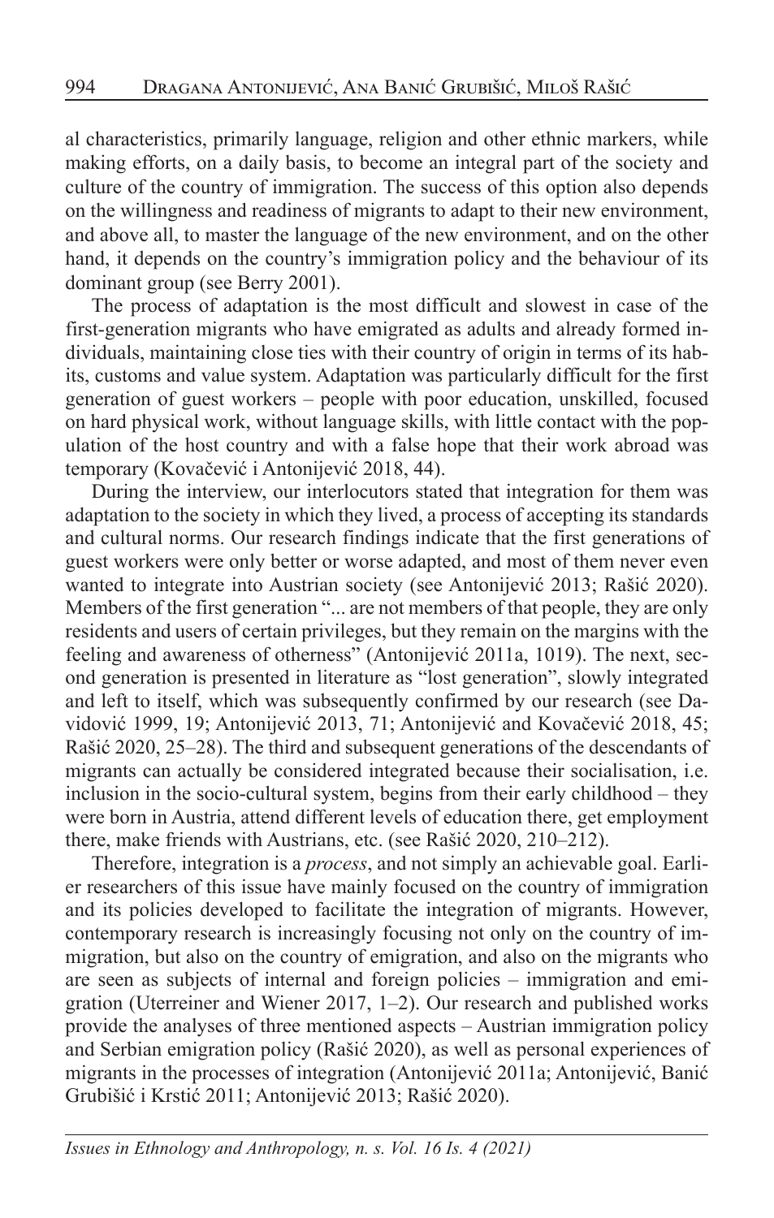al characteristics, primarily language, religion and other ethnic markers, while making efforts, on a daily basis, to become an integral part of the society and culture of the country of immigration. The success of this option also depends on the willingness and readiness of migrants to adapt to their new environment, and above all, to master the language of the new environment, and on the other hand, it depends on the country's immigration policy and the behaviour of its dominant group (see Berry 2001).

The process of adaptation is the most difficult and slowest in case of the first-generation migrants who have emigrated as adults and already formed individuals, maintaining close ties with their country of origin in terms of its habits, customs and value system. Adaptation was particularly difficult for the first generation of guest workers – people with poor education, unskilled, focused on hard physical work, without language skills, with little contact with the population of the host country and with a false hope that their work abroad was temporary (Kovačević i Antonijević 2018, 44).

During the interview, our interlocutors stated that integration for them was adaptation to the society in which they lived, a process of accepting its standards and cultural norms. Our research findings indicate that the first generations of guest workers were only better or worse adapted, and most of them never even wanted to integrate into Austrian society (see Antonijević 2013; Rašić 2020). Members of the first generation "... are not members of that people, they are only residents and users of certain privileges, but they remain on the margins with the feeling and awareness of otherness" (Antonijević 2011a, 1019). The next, second generation is presented in literature as "lost generation", slowly integrated and left to itself, which was subsequently confirmed by our research (see Davidović 1999, 19; Antonijević 2013, 71; Antonijević and Kovačević 2018, 45; Rašić 2020, 25–28). The third and subsequent generations of the descendants of migrants can actually be considered integrated because their socialisation, i.e. inclusion in the socio-cultural system, begins from their early childhood – they were born in Austria, attend different levels of education there, get employment there, make friends with Austrians, etc. (see Rašić 2020, 210–212).

Therefore, integration is a *process*, and not simply an achievable goal. Earlier researchers of this issue have mainly focused on the country of immigration and its policies developed to facilitate the integration of migrants. However, contemporary research is increasingly focusing not only on the country of immigration, but also on the country of emigration, and also on the migrants who are seen as subjects of internal and foreign policies – immigration and emigration (Uterreiner and Wiener 2017, 1–2). Our research and published works provide the analyses of three mentioned aspects – Austrian immigration policy and Serbian emigration policy (Rašić 2020), as well as personal experiences of migrants in the processes of integration (Antonijević 2011a; Antonijević, Banić Grubišić i Krstić 2011; Antonijević 2013; Rašić 2020).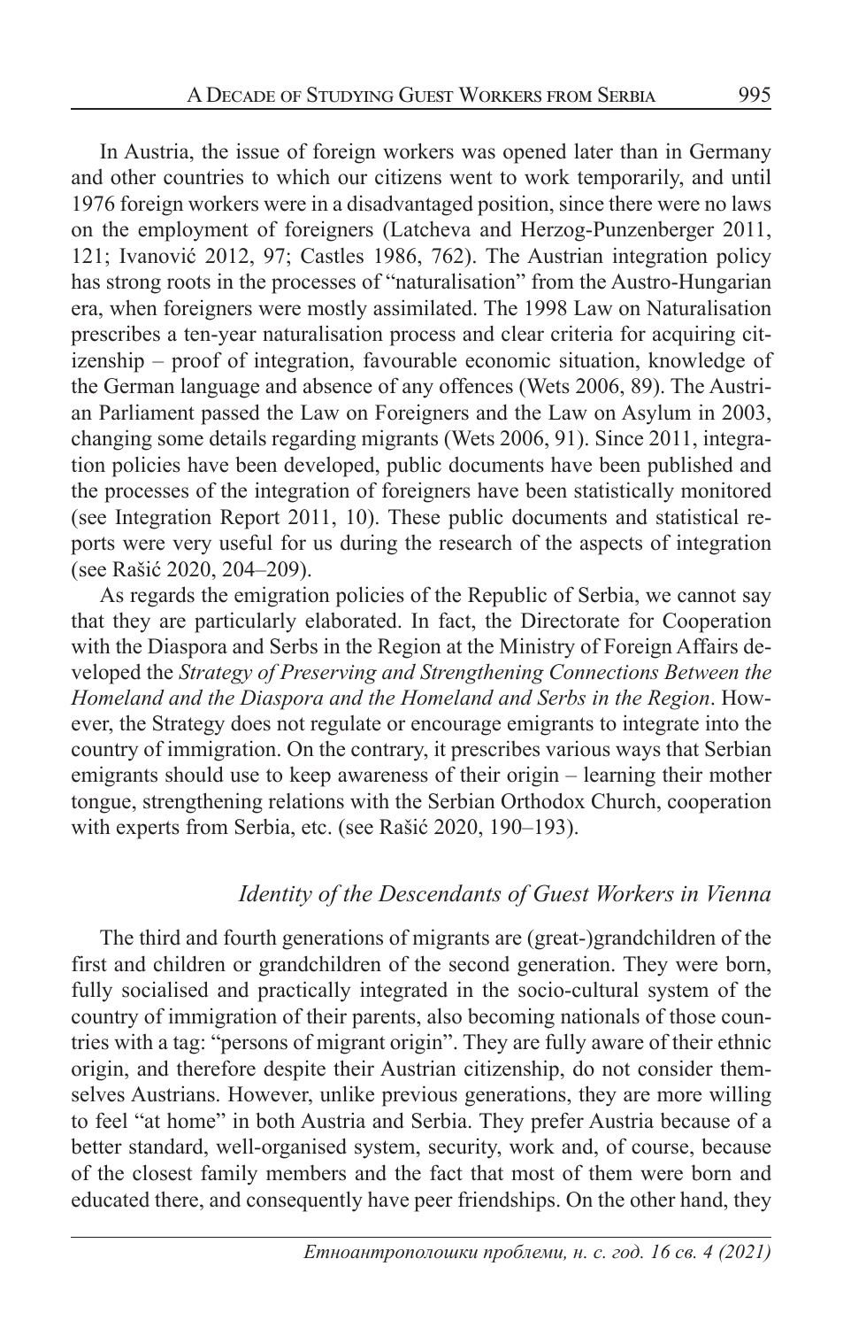In Austria, the issue of foreign workers was opened later than in Germany and other countries to which our citizens went to work temporarily, and until 1976 foreign workers were in a disadvantaged position, since there were no laws on the employment of foreigners (Latcheva and Herzog-Punzenberger 2011, 121; Ivanović 2012, 97; Castles 1986, 762). The Austrian integration policy has strong roots in the processes of "naturalisation" from the Austro-Hungarian era, when foreigners were mostly assimilated. The 1998 Law on Naturalisation prescribes a ten-year naturalisation process and clear criteria for acquiring citizenship – proof of integration, favourable economic situation, knowledge of the German language and absence of any offences (Wets 2006, 89). The Austrian Parliament passed the Law on Foreigners and the Law on Asylum in 2003, changing some details regarding migrants (Wets 2006, 91). Since 2011, integration policies have been developed, public documents have been published and the processes of the integration of foreigners have been statistically monitored (see Integration Report 2011, 10). These public documents and statistical reports were very useful for us during the research of the aspects of integration (see Rašić 2020, 204–209).

As regards the emigration policies of the Republic of Serbia, we cannot say that they are particularly elaborated. In fact, the Directorate for Cooperation with the Diaspora and Serbs in the Region at the Ministry of Foreign Affairs developed the *Strategy of Preserving and Strengthening Connections Between the Homeland and the Diaspora and the Homeland and Serbs in the Region*. However, the Strategy does not regulate or encourage emigrants to integrate into the country of immigration. On the contrary, it prescribes various ways that Serbian emigrants should use to keep awareness of their origin – learning their mother tongue, strengthening relations with the Serbian Orthodox Church, cooperation with experts from Serbia, etc. (see Rašić 2020, 190–193).

## *Identity of the Descendants of Guest Workers in Vienna*

The third and fourth generations of migrants are (great-)grandchildren of the first and children or grandchildren of the second generation. They were born, fully socialised and practically integrated in the socio-cultural system of the country of immigration of their parents, also becoming nationals of those countries with a tag: "persons of migrant origin". They are fully aware of their ethnic origin, and therefore despite their Austrian citizenship, do not consider themselves Austrians. However, unlike previous generations, they are more willing to feel "at home" in both Austria and Serbia. They prefer Austria because of a better standard, well-organised system, security, work and, of course, because of the closest family members and the fact that most of them were born and educated there, and consequently have peer friendships. On the other hand, they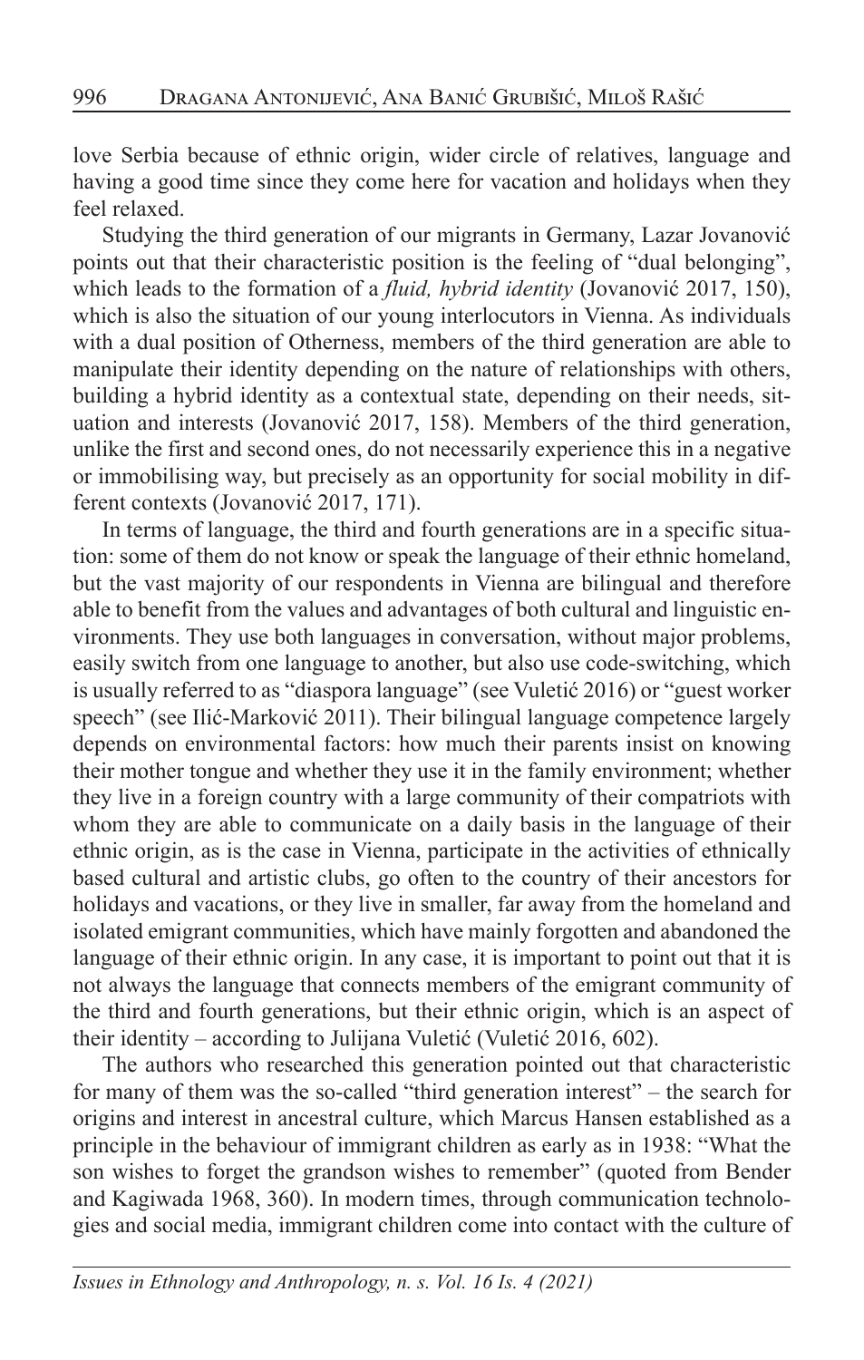love Serbia because of ethnic origin, wider circle of relatives, language and having a good time since they come here for vacation and holidays when they feel relaxed.

Studying the third generation of our migrants in Germany, Lazar Jovanović points out that their characteristic position is the feeling of "dual belonging", which leads to the formation of a *fluid, hybrid identity* (Jovanović 2017, 150), which is also the situation of our young interlocutors in Vienna. As individuals with a dual position of Otherness, members of the third generation are able to manipulate their identity depending on the nature of relationships with others, building a hybrid identity as a contextual state, depending on their needs, situation and interests (Jovanović 2017, 158). Members of the third generation, unlike the first and second ones, do not necessarily experience this in a negative or immobilising way, but precisely as an opportunity for social mobility in different contexts (Jovanović 2017, 171).

In terms of language, the third and fourth generations are in a specific situation: some of them do not know or speak the language of their ethnic homeland, but the vast majority of our respondents in Vienna are bilingual and therefore able to benefit from the values and advantages of both cultural and linguistic environments. They use both languages in conversation, without major problems, easily switch from one language to another, but also use code-switching, which is usually referred to as "diaspora language" (see Vuletić 2016) or "guest worker speech" (see Ilić-Marković 2011). Their bilingual language competence largely depends on environmental factors: how much their parents insist on knowing their mother tongue and whether they use it in the family environment; whether they live in a foreign country with a large community of their compatriots with whom they are able to communicate on a daily basis in the language of their ethnic origin, as is the case in Vienna, participate in the activities of ethnically based cultural and artistic clubs, go often to the country of their ancestors for holidays and vacations, or they live in smaller, far away from the homeland and isolated emigrant communities, which have mainly forgotten and abandoned the language of their ethnic origin. In any case, it is important to point out that it is not always the language that connects members of the emigrant community of the third and fourth generations, but their ethnic origin, which is an aspect of their identity – according to Julijana Vuletić (Vuletić 2016, 602).

The authors who researched this generation pointed out that characteristic for many of them was the so-called "third generation interest" – the search for origins and interest in ancestral culture, which Marcus Hansen established as a principle in the behaviour of immigrant children as early as in 1938: "What the son wishes to forget the grandson wishes to remember" (quoted from Bender and Kagiwada 1968, 360). In modern times, through communication technologies and social media, immigrant children come into contact with the culture of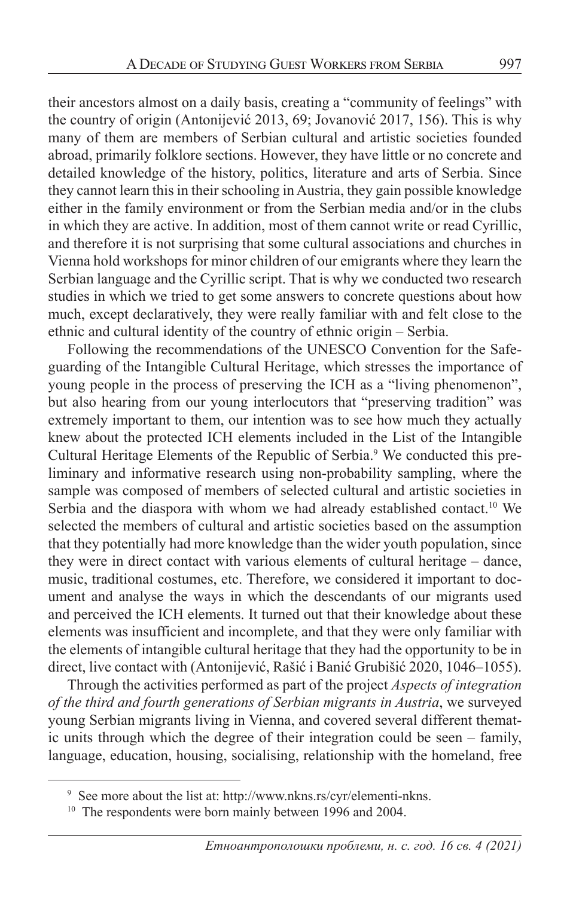their ancestors almost on a daily basis, creating a "community of feelings" with the country of origin (Antonijević 2013, 69; Jovanović 2017, 156). This is why many of them are members of Serbian cultural and artistic societies founded abroad, primarily folklore sections. However, they have little or no concrete and detailed knowledge of the history, politics, literature and arts of Serbia. Since they cannot learn this in their schooling in Austria, they gain possible knowledge either in the family environment or from the Serbian media and/or in the clubs in which they are active. In addition, most of them cannot write or read Cyrillic, and therefore it is not surprising that some cultural associations and churches in Vienna hold workshops for minor children of our emigrants where they learn the Serbian language and the Cyrillic script. That is why we conducted two research studies in which we tried to get some answers to concrete questions about how much, except declaratively, they were really familiar with and felt close to the ethnic and cultural identity of the country of ethnic origin – Serbia.

Following the recommendations of the UNESCO Convention for the Safeguarding of the Intangible Cultural Heritage, which stresses the importance of young people in the process of preserving the ICH as a "living phenomenon", but also hearing from our young interlocutors that "preserving tradition" was extremely important to them, our intention was to see how much they actually knew about the protected ICH elements included in the List of the Intangible Cultural Heritage Elements of the Republic of Serbia.[9] We conducted this preliminary and informative research using non-probability sampling, where the sample was composed of members of selected cultural and artistic societies in Serbia and the diaspora with whom we had already established contact.[10] We selected the members of cultural and artistic societies based on the assumption that they potentially had more knowledge than the wider youth population, since they were in direct contact with various elements of cultural heritage – dance, music, traditional costumes, etc. Therefore, we considered it important to document and analyse the ways in which the descendants of our migrants used and perceived the ICH elements. It turned out that their knowledge about these elements was insufficient and incomplete, and that they were only familiar with the elements of intangible cultural heritage that they had the opportunity to be in direct, live contact with (Antonijević, Rašić i Banić Grubišić 2020, 1046–1055).

Through the activities performed as part of the project *Aspects of integration of the third and fourth generations of Serbian migrants in Austria*, we surveyed young Serbian migrants living in Vienna, and covered several different thematic units through which the degree of their integration could be seen – family, language, education, housing, socialising, relationship with the homeland, free

---

[9] See more about the list at: http://www.nkns.rs/cyr/elementi-nkns.

[10] The respondents were born mainly between 1996 and 2004.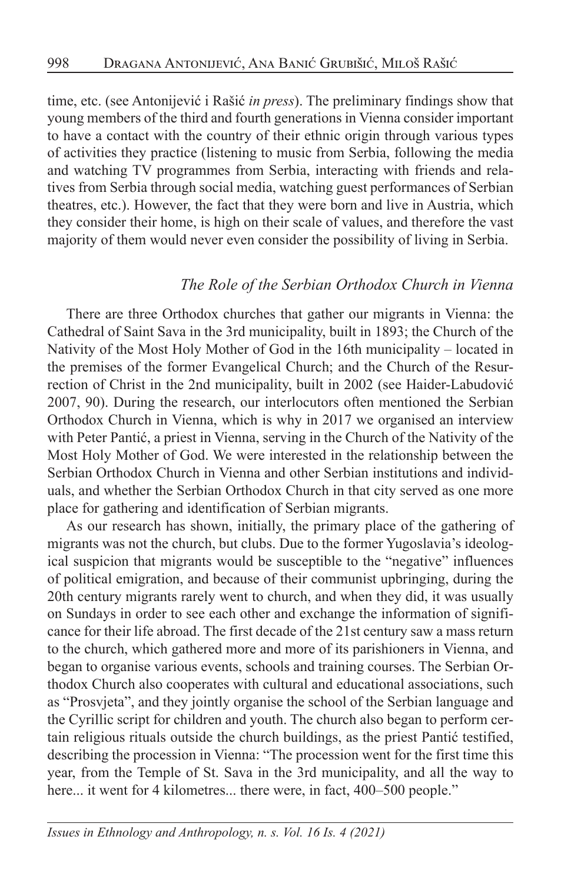time, etc. (see Antonijević i Rašić *in press*). The preliminary findings show that young members of the third and fourth generations in Vienna consider important to have a contact with the country of their ethnic origin through various types of activities they practice (listening to music from Serbia, following the media and watching TV programmes from Serbia, interacting with friends and relatives from Serbia through social media, watching guest performances of Serbian theatres, etc.). However, the fact that they were born and live in Austria, which they consider their home, is high on their scale of values, and therefore the vast majority of them would never even consider the possibility of living in Serbia.

### *The Role of the Serbian Orthodox Church in Vienna*

There are three Orthodox churches that gather our migrants in Vienna: the Cathedral of Saint Sava in the 3rd municipality, built in 1893; the Church of the Nativity of the Most Holy Mother of God in the 16th municipality – located in the premises of the former Evangelical Church; and the Church of the Resurrection of Christ in the 2nd municipality, built in 2002 (see Haider-Labudović 2007, 90). During the research, our interlocutors often mentioned the Serbian Orthodox Church in Vienna, which is why in 2017 we organised an interview with Peter Pantić, a priest in Vienna, serving in the Church of the Nativity of the Most Holy Mother of God. We were interested in the relationship between the Serbian Orthodox Church in Vienna and other Serbian institutions and individuals, and whether the Serbian Orthodox Church in that city served as one more place for gathering and identification of Serbian migrants.

As our research has shown, initially, the primary place of the gathering of migrants was not the church, but clubs. Due to the former Yugoslavia's ideological suspicion that migrants would be susceptible to the "negative" influences of political emigration, and because of their communist upbringing, during the 20th century migrants rarely went to church, and when they did, it was usually on Sundays in order to see each other and exchange the information of significance for their life abroad. The first decade of the 21st century saw a mass return to the church, which gathered more and more of its parishioners in Vienna, and began to organise various events, schools and training courses. The Serbian Orthodox Church also cooperates with cultural and educational associations, such as "Prosvjeta", and they jointly organise the school of the Serbian language and the Cyrillic script for children and youth. The church also began to perform certain religious rituals outside the church buildings, as the priest Pantić testified, describing the procession in Vienna: "The procession went for the first time this year, from the Temple of St. Sava in the 3rd municipality, and all the way to here... it went for 4 kilometres... there were, in fact, 400–500 people."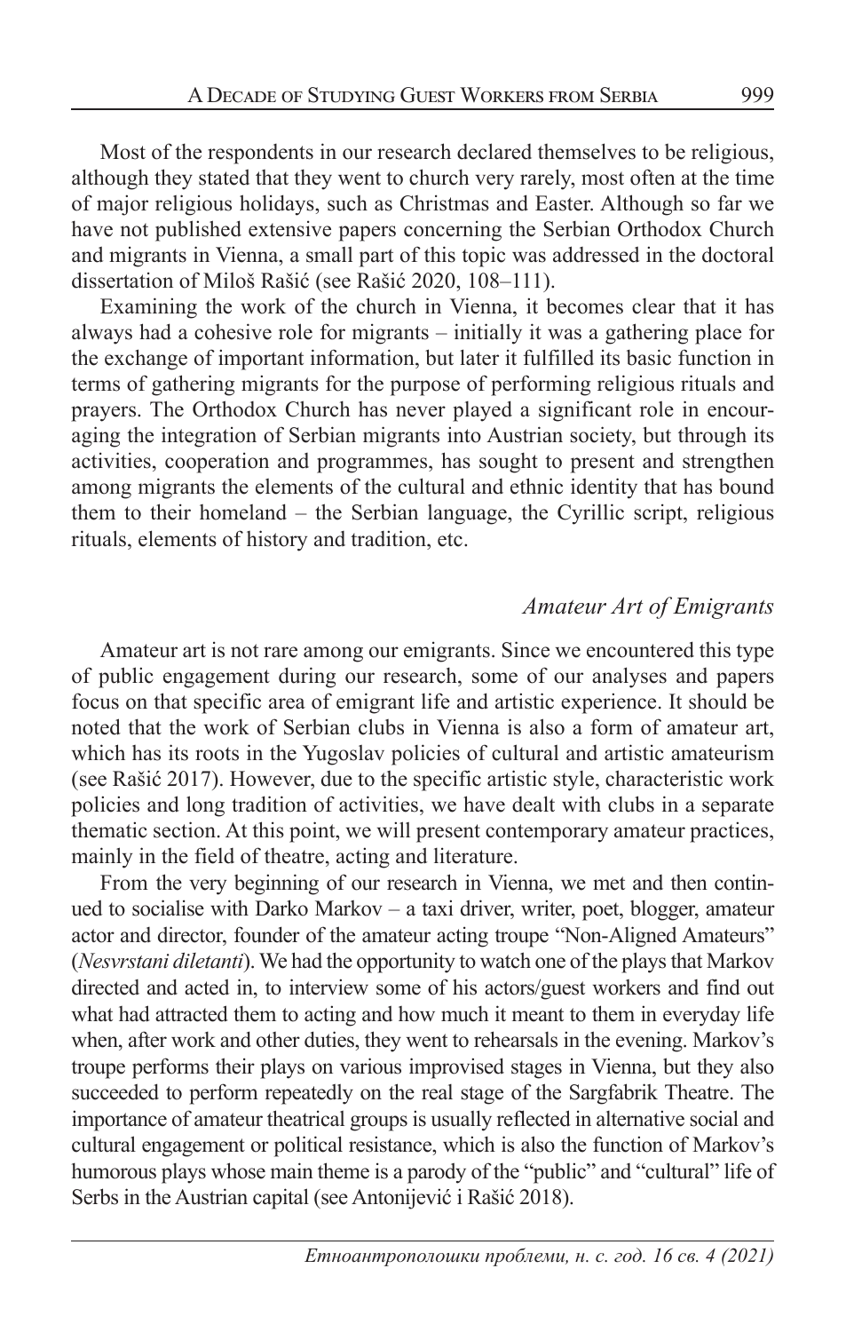Most of the respondents in our research declared themselves to be religious, although they stated that they went to church very rarely, most often at the time of major religious holidays, such as Christmas and Easter. Although so far we have not published extensive papers concerning the Serbian Orthodox Church and migrants in Vienna, a small part of this topic was addressed in the doctoral dissertation of Miloš Rašić (see Rašić 2020, 108–111).

Examining the work of the church in Vienna, it becomes clear that it has always had a cohesive role for migrants – initially it was a gathering place for the exchange of important information, but later it fulfilled its basic function in terms of gathering migrants for the purpose of performing religious rituals and prayers. The Orthodox Church has never played a significant role in encouraging the integration of Serbian migrants into Austrian society, but through its activities, cooperation and programmes, has sought to present and strengthen among migrants the elements of the cultural and ethnic identity that has bound them to their homeland – the Serbian language, the Cyrillic script, religious rituals, elements of history and tradition, etc.

### *Amateur Art of Emigrants*

Amateur art is not rare among our emigrants. Since we encountered this type of public engagement during our research, some of our analyses and papers focus on that specific area of emigrant life and artistic experience. It should be noted that the work of Serbian clubs in Vienna is also a form of amateur art, which has its roots in the Yugoslav policies of cultural and artistic amateurism (see Rašić 2017). However, due to the specific artistic style, characteristic work policies and long tradition of activities, we have dealt with clubs in a separate thematic section. At this point, we will present contemporary amateur practices, mainly in the field of theatre, acting and literature.

From the very beginning of our research in Vienna, we met and then continued to socialise with Darko Markov – a taxi driver, writer, poet, blogger, amateur actor and director, founder of the amateur acting troupe "Non-Aligned Amateurs" (*Nesvrstani diletanti*). We had the opportunity to watch one of the plays that Markov directed and acted in, to interview some of his actors/guest workers and find out what had attracted them to acting and how much it meant to them in everyday life when, after work and other duties, they went to rehearsals in the evening. Markov's troupe performs their plays on various improvised stages in Vienna, but they also succeeded to perform repeatedly on the real stage of the Sargfabrik Theatre. The importance of amateur theatrical groups is usually reflected in alternative social and cultural engagement or political resistance, which is also the function of Markov's humorous plays whose main theme is a parody of the "public" and "cultural" life of Serbs in the Austrian capital (see Antonijević i Rašić 2018).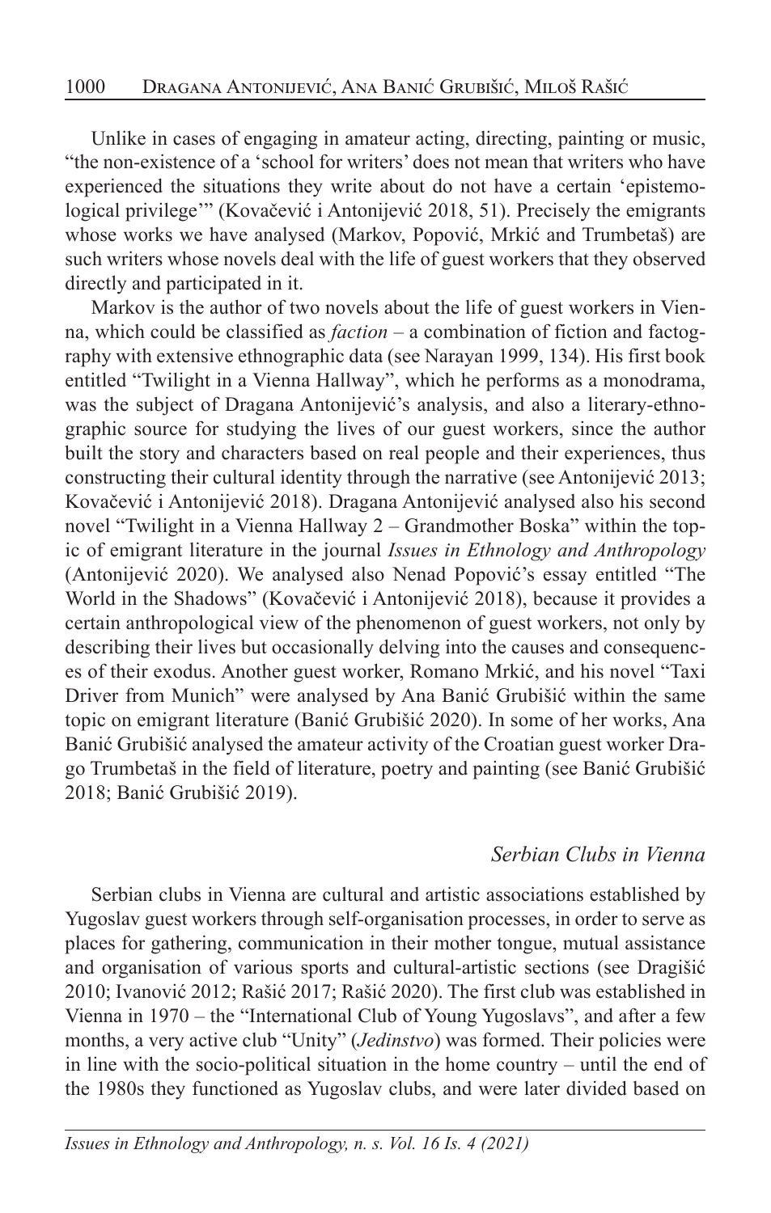Unlike in cases of engaging in amateur acting, directing, painting or music, "the non-existence of a 'school for writers' does not mean that writers who have experienced the situations they write about do not have a certain 'epistemological privilege'" (Kovačević i Antonijević 2018, 51). Precisely the emigrants whose works we have analysed (Markov, Popović, Mrkić and Trumbetaš) are such writers whose novels deal with the life of guest workers that they observed directly and participated in it.

Markov is the author of two novels about the life of guest workers in Vienna, which could be classified as *faction* – a combination of fiction and factography with extensive ethnographic data (see Narayan 1999, 134). His first book entitled "Twilight in a Vienna Hallway", which he performs as a monodrama, was the subject of Dragana Antonijević's analysis, and also a literary-ethnographic source for studying the lives of our guest workers, since the author built the story and characters based on real people and their experiences, thus constructing their cultural identity through the narrative (see Antonijević 2013; Kovačević i Antonijević 2018). Dragana Antonijević analysed also his second novel "Twilight in a Vienna Hallway 2 – Grandmother Boska" within the topic of emigrant literature in the journal *Issues in Ethnology and Anthropology* (Antonijević 2020). We analysed also Nenad Popović's essay entitled "The World in the Shadows" (Kovačević i Antonijević 2018), because it provides a certain anthropological view of the phenomenon of guest workers, not only by describing their lives but occasionally delving into the causes and consequences of their exodus. Another guest worker, Romano Mrkić, and his novel "Taxi Driver from Munich" were analysed by Ana Banić Grubišić within the same topic on emigrant literature (Banić Grubišić 2020). In some of her works, Ana Banić Grubišić analysed the amateur activity of the Croatian guest worker Drago Trumbetaš in the field of literature, poetry and painting (see Banić Grubišić 2018; Banić Grubišić 2019).

### *Serbian Clubs in Vienna*

Serbian clubs in Vienna are cultural and artistic associations established by Yugoslav guest workers through self-organisation processes, in order to serve as places for gathering, communication in their mother tongue, mutual assistance and organisation of various sports and cultural-artistic sections (see Dragišić 2010; Ivanović 2012; Rašić 2017; Rašić 2020). The first club was established in Vienna in 1970 – the "International Club of Young Yugoslavs", and after a few months, a very active club "Unity" (*Jedinstvo*) was formed. Their policies were in line with the socio-political situation in the home country – until the end of the 1980s they functioned as Yugoslav clubs, and were later divided based on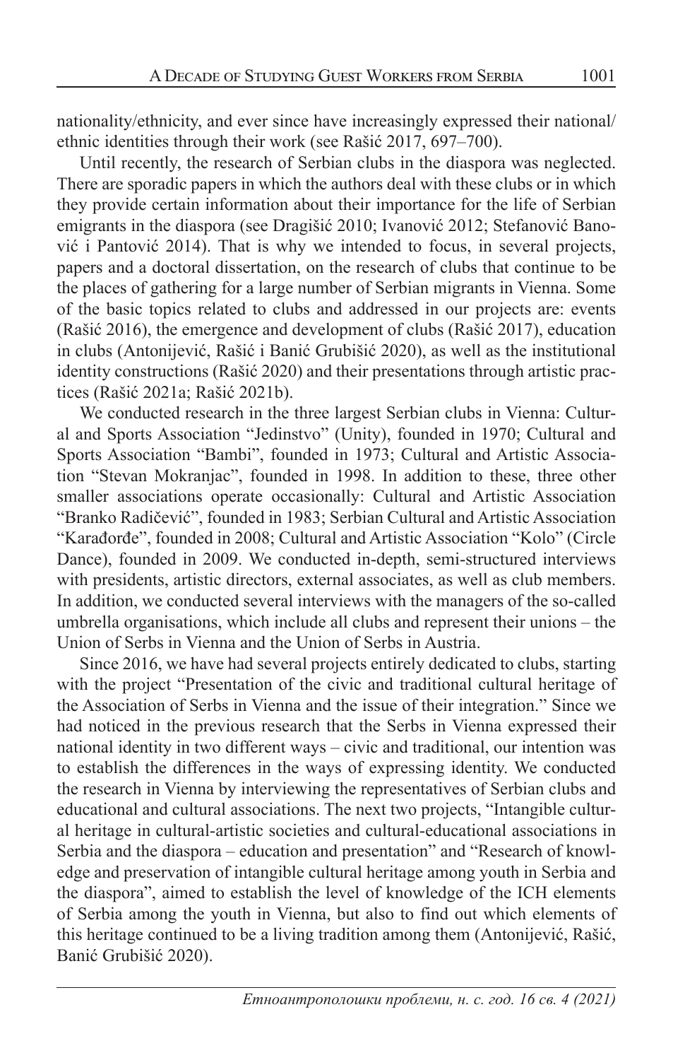nationality/ethnicity, and ever since have increasingly expressed their national/ethnic identities through their work (see Rašić 2017, 697–700).

Until recently, the research of Serbian clubs in the diaspora was neglected. There are sporadic papers in which the authors deal with these clubs or in which they provide certain information about their importance for the life of Serbian emigrants in the diaspora (see Dragišić 2010; Ivanović 2012; Stefanović Banović i Pantović 2014). That is why we intended to focus, in several projects, papers and a doctoral dissertation, on the research of clubs that continue to be the places of gathering for a large number of Serbian migrants in Vienna. Some of the basic topics related to clubs and addressed in our projects are: events (Rašić 2016), the emergence and development of clubs (Rašić 2017), education in clubs (Antonijević, Rašić i Banić Grubišić 2020), as well as the institutional identity constructions (Rašić 2020) and their presentations through artistic practices (Rašić 2021a; Rašić 2021b).

We conducted research in the three largest Serbian clubs in Vienna: Cultural and Sports Association "Jedinstvo" (Unity), founded in 1970; Cultural and Sports Association "Bambi", founded in 1973; Cultural and Artistic Association "Stevan Mokranjac", founded in 1998. In addition to these, three other smaller associations operate occasionally: Cultural and Artistic Association "Branko Radičević", founded in 1983; Serbian Cultural and Artistic Association "Karađorđe", founded in 2008; Cultural and Artistic Association "Kolo" (Circle Dance), founded in 2009. We conducted in-depth, semi-structured interviews with presidents, artistic directors, external associates, as well as club members. In addition, we conducted several interviews with the managers of the so-called umbrella organisations, which include all clubs and represent their unions – the Union of Serbs in Vienna and the Union of Serbs in Austria.

Since 2016, we have had several projects entirely dedicated to clubs, starting with the project "Presentation of the civic and traditional cultural heritage of the Association of Serbs in Vienna and the issue of their integration." Since we had noticed in the previous research that the Serbs in Vienna expressed their national identity in two different ways – civic and traditional, our intention was to establish the differences in the ways of expressing identity. We conducted the research in Vienna by interviewing the representatives of Serbian clubs and educational and cultural associations. The next two projects, "Intangible cultural heritage in cultural-artistic societies and cultural-educational associations in Serbia and the diaspora – education and presentation" and "Research of knowledge and preservation of intangible cultural heritage among youth in Serbia and the diaspora", aimed to establish the level of knowledge of the ICH elements of Serbia among the youth in Vienna, but also to find out which elements of this heritage continued to be a living tradition among them (Antonijević, Rašić, Banić Grubišić 2020).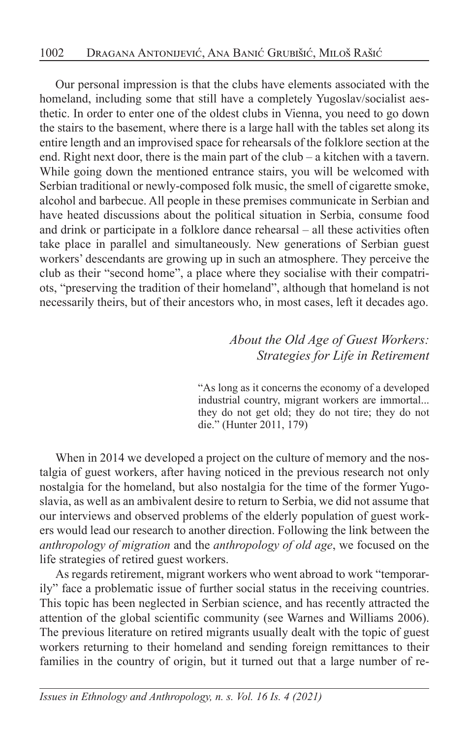Our personal impression is that the clubs have elements associated with the homeland, including some that still have a completely Yugoslav/socialist aesthetic. In order to enter one of the oldest clubs in Vienna, you need to go down the stairs to the basement, where there is a large hall with the tables set along its entire length and an improvised space for rehearsals of the folklore section at the end. Right next door, there is the main part of the club – a kitchen with a tavern. While going down the mentioned entrance stairs, you will be welcomed with Serbian traditional or newly-composed folk music, the smell of cigarette smoke, alcohol and barbecue. All people in these premises communicate in Serbian and have heated discussions about the political situation in Serbia, consume food and drink or participate in a folklore dance rehearsal – all these activities often take place in parallel and simultaneously. New generations of Serbian guest workers' descendants are growing up in such an atmosphere. They perceive the club as their "second home", a place where they socialise with their compatriots, "preserving the tradition of their homeland", although that homeland is not necessarily theirs, but of their ancestors who, in most cases, left it decades ago.

## *About the Old Age of Guest Workers: Strategies for Life in Retirement*

> "As long as it concerns the economy of a developed industrial country, migrant workers are immortal... they do not get old; they do not tire; they do not die." (Hunter 2011, 179)

When in 2014 we developed a project on the culture of memory and the nostalgia of guest workers, after having noticed in the previous research not only nostalgia for the homeland, but also nostalgia for the time of the former Yugoslavia, as well as an ambivalent desire to return to Serbia, we did not assume that our interviews and observed problems of the elderly population of guest workers would lead our research to another direction. Following the link between the *anthropology of migration* and the *anthropology of old age*, we focused on the life strategies of retired guest workers.

As regards retirement, migrant workers who went abroad to work "temporarily" face a problematic issue of further social status in the receiving countries. This topic has been neglected in Serbian science, and has recently attracted the attention of the global scientific community (see Warnes and Williams 2006). The previous literature on retired migrants usually dealt with the topic of guest workers returning to their homeland and sending foreign remittances to their families in the country of origin, but it turned out that a large number of re-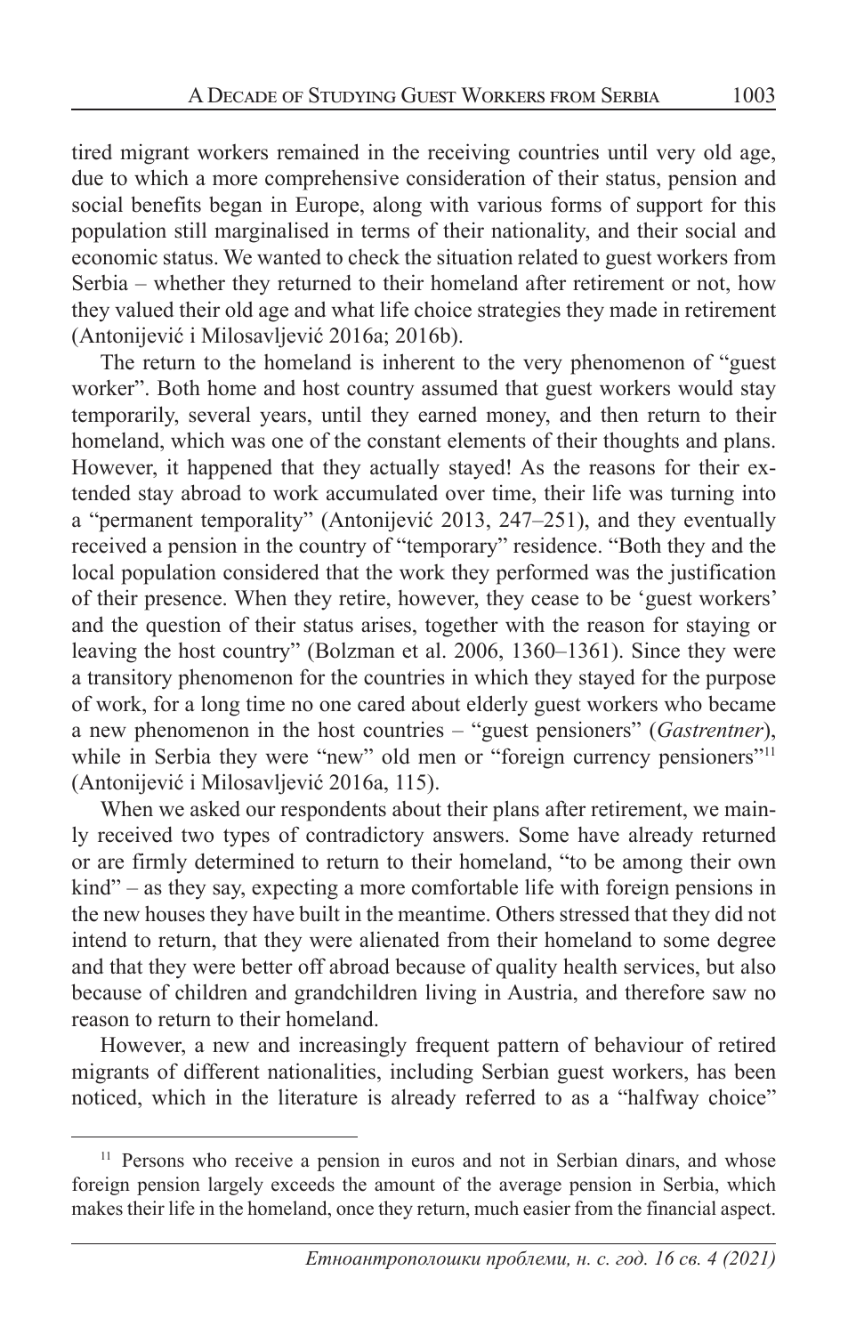tired migrant workers remained in the receiving countries until very old age, due to which a more comprehensive consideration of their status, pension and social benefits began in Europe, along with various forms of support for this population still marginalised in terms of their nationality, and their social and economic status. We wanted to check the situation related to guest workers from Serbia – whether they returned to their homeland after retirement or not, how they valued their old age and what life choice strategies they made in retirement (Antonijević i Milosavljević 2016a; 2016b).

The return to the homeland is inherent to the very phenomenon of "guest worker". Both home and host country assumed that guest workers would stay temporarily, several years, until they earned money, and then return to their homeland, which was one of the constant elements of their thoughts and plans. However, it happened that they actually stayed! As the reasons for their extended stay abroad to work accumulated over time, their life was turning into a "permanent temporality" (Antonijević 2013, 247–251), and they eventually received a pension in the country of "temporary" residence. "Both they and the local population considered that the work they performed was the justification of their presence. When they retire, however, they cease to be 'guest workers' and the question of their status arises, together with the reason for staying or leaving the host country" (Bolzman et al. 2006, 1360–1361). Since they were a transitory phenomenon for the countries in which they stayed for the purpose of work, for a long time no one cared about elderly guest workers who became a new phenomenon in the host countries – "guest pensioners" (*Gastrentner*), while in Serbia they were "new" old men or "foreign currency pensioners"[11] (Antonijević i Milosavljević 2016a, 115).

When we asked our respondents about their plans after retirement, we mainly received two types of contradictory answers. Some have already returned or are firmly determined to return to their homeland, "to be among their own kind" – as they say, expecting a more comfortable life with foreign pensions in the new houses they have built in the meantime. Others stressed that they did not intend to return, that they were alienated from their homeland to some degree and that they were better off abroad because of quality health services, but also because of children and grandchildren living in Austria, and therefore saw no reason to return to their homeland.

However, a new and increasingly frequent pattern of behaviour of retired migrants of different nationalities, including Serbian guest workers, has been noticed, which in the literature is already referred to as a "halfway choice"

[11] Persons who receive a pension in euros and not in Serbian dinars, and whose foreign pension largely exceeds the amount of the average pension in Serbia, which makes their life in the homeland, once they return, much easier from the financial aspect.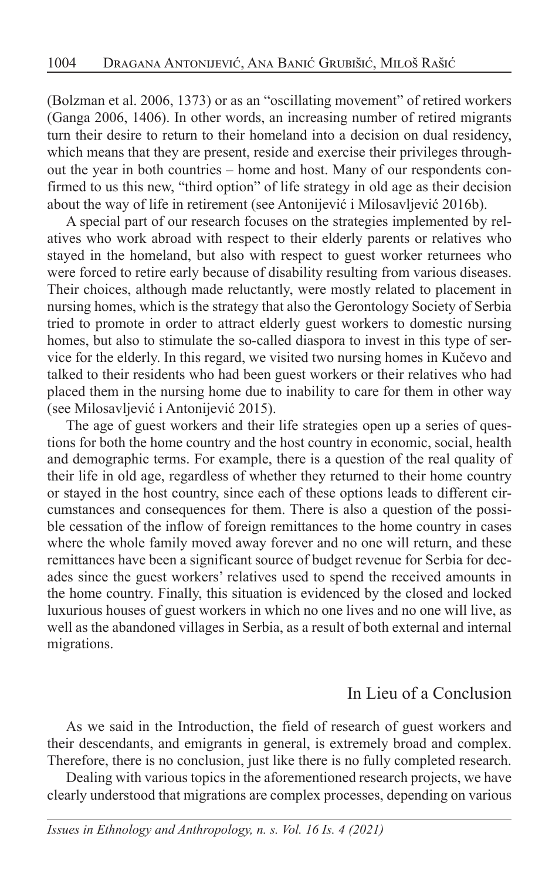(Bolzman et al. 2006, 1373) or as an "oscillating movement" of retired workers (Ganga 2006, 1406). In other words, an increasing number of retired migrants turn their desire to return to their homeland into a decision on dual residency, which means that they are present, reside and exercise their privileges throughout the year in both countries – home and host. Many of our respondents confirmed to us this new, "third option" of life strategy in old age as their decision about the way of life in retirement (see Antonijević i Milosavljević 2016b).

A special part of our research focuses on the strategies implemented by relatives who work abroad with respect to their elderly parents or relatives who stayed in the homeland, but also with respect to guest worker returnees who were forced to retire early because of disability resulting from various diseases. Their choices, although made reluctantly, were mostly related to placement in nursing homes, which is the strategy that also the Gerontology Society of Serbia tried to promote in order to attract elderly guest workers to domestic nursing homes, but also to stimulate the so-called diaspora to invest in this type of service for the elderly. In this regard, we visited two nursing homes in Kučevo and talked to their residents who had been guest workers or their relatives who had placed them in the nursing home due to inability to care for them in other way (see Milosavljević i Antonijević 2015).

The age of guest workers and their life strategies open up a series of questions for both the home country and the host country in economic, social, health and demographic terms. For example, there is a question of the real quality of their life in old age, regardless of whether they returned to their home country or stayed in the host country, since each of these options leads to different circumstances and consequences for them. There is also a question of the possible cessation of the inflow of foreign remittances to the home country in cases where the whole family moved away forever and no one will return, and these remittances have been a significant source of budget revenue for Serbia for decades since the guest workers' relatives used to spend the received amounts in the home country. Finally, this situation is evidenced by the closed and locked luxurious houses of guest workers in which no one lives and no one will live, as well as the abandoned villages in Serbia, as a result of both external and internal migrations.

## In Lieu of a Conclusion

As we said in the Introduction, the field of research of guest workers and their descendants, and emigrants in general, is extremely broad and complex. Therefore, there is no conclusion, just like there is no fully completed research.

Dealing with various topics in the aforementioned research projects, we have clearly understood that migrations are complex processes, depending on various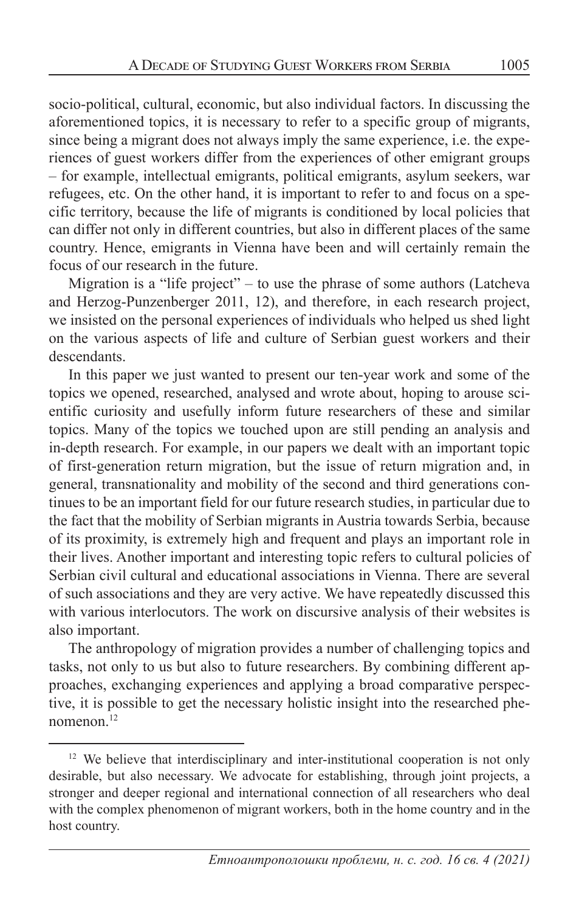socio-political, cultural, economic, but also individual factors. In discussing the aforementioned topics, it is necessary to refer to a specific group of migrants, since being a migrant does not always imply the same experience, i.e. the experiences of guest workers differ from the experiences of other emigrant groups – for example, intellectual emigrants, political emigrants, asylum seekers, war refugees, etc. On the other hand, it is important to refer to and focus on a specific territory, because the life of migrants is conditioned by local policies that can differ not only in different countries, but also in different places of the same country. Hence, emigrants in Vienna have been and will certainly remain the focus of our research in the future.

Migration is a "life project" – to use the phrase of some authors (Latcheva and Herzog-Punzenberger 2011, 12), and therefore, in each research project, we insisted on the personal experiences of individuals who helped us shed light on the various aspects of life and culture of Serbian guest workers and their descendants.

In this paper we just wanted to present our ten-year work and some of the topics we opened, researched, analysed and wrote about, hoping to arouse scientific curiosity and usefully inform future researchers of these and similar topics. Many of the topics we touched upon are still pending an analysis and in-depth research. For example, in our papers we dealt with an important topic of first-generation return migration, but the issue of return migration and, in general, transnationality and mobility of the second and third generations continues to be an important field for our future research studies, in particular due to the fact that the mobility of Serbian migrants in Austria towards Serbia, because of its proximity, is extremely high and frequent and plays an important role in their lives. Another important and interesting topic refers to cultural policies of Serbian civil cultural and educational associations in Vienna. There are several of such associations and they are very active. We have repeatedly discussed this with various interlocutors. The work on discursive analysis of their websites is also important.

The anthropology of migration provides a number of challenging topics and tasks, not only to us but also to future researchers. By combining different approaches, exchanging experiences and applying a broad comparative perspective, it is possible to get the necessary holistic insight into the researched phenomenon.[12]

[12] We believe that interdisciplinary and inter-institutional cooperation is not only desirable, but also necessary. We advocate for establishing, through joint projects, a stronger and deeper regional and international connection of all researchers who deal with the complex phenomenon of migrant workers, both in the home country and in the host country.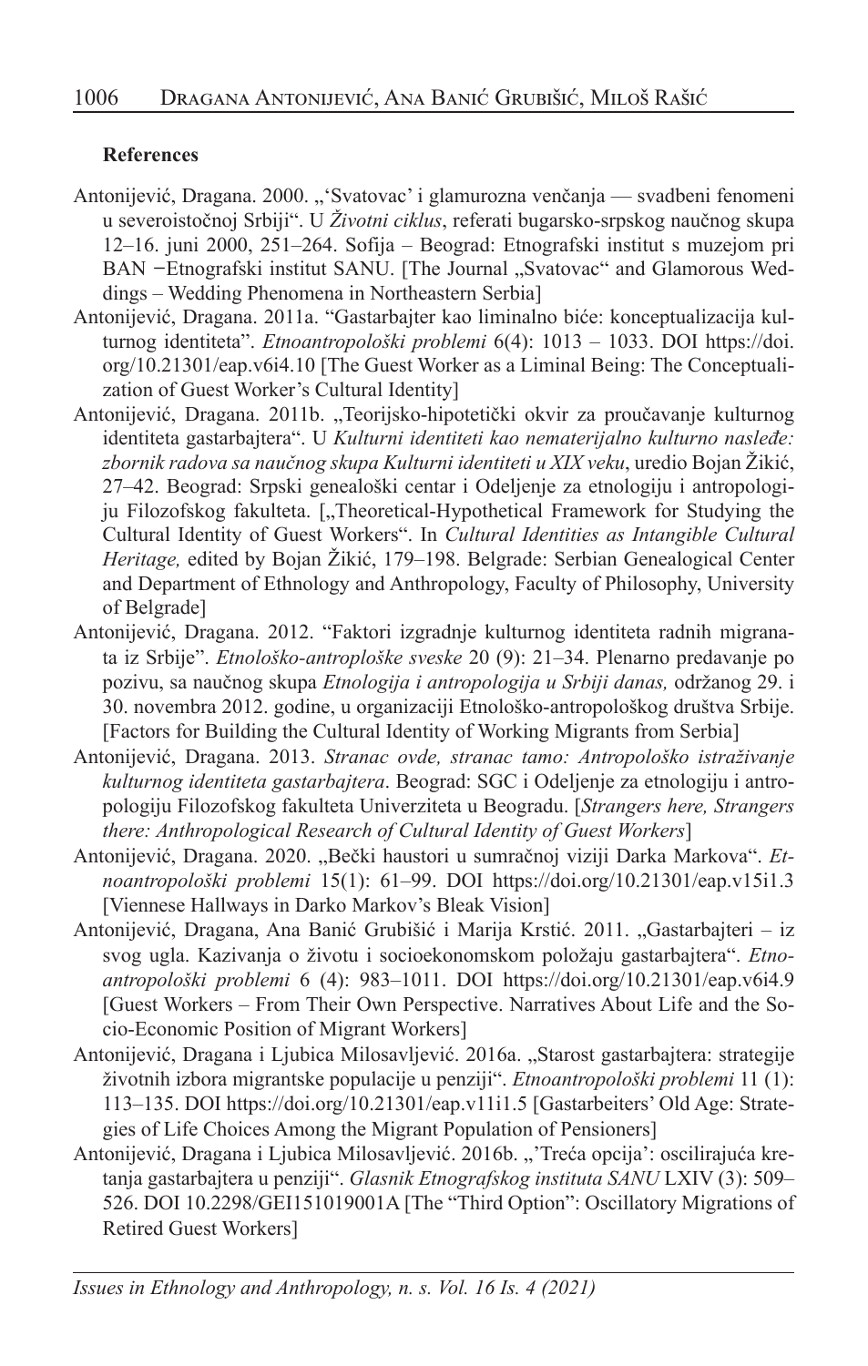**References**

Antonijević, Dragana. 2000. „'Svatovac' i glamurozna venčanja — svadbeni fenomeni u severoistočnoj Srbiji". U *Životni ciklus*, referati bugarsko-srpskog naučnog skupa 12–16. juni 2000, 251–264. Sofija – Beograd: Etnografski institut s muzejom pri BAN –Etnografski institut SANU. [The Journal „Svatovac" and Glamorous Weddings – Wedding Phenomena in Northeastern Serbia]

Antonijević, Dragana. 2011a. "Gastarbajter kao liminalno biće: konceptualizacija kulturnog identiteta". *Etnoantropološki problemi* 6(4): 1013 – 1033. DOI https://doi.org/10.21301/eap.v6i4.10 [The Guest Worker as a Liminal Being: The Conceptualization of Guest Worker's Cultural Identity]

Antonijević, Dragana. 2011b. „Teorijsko-hipotetički okvir za proučavanje kulturnog identiteta gastarbajtera". U *Kulturni identiteti kao nematerijalno kulturno nasleđe: zbornik radova sa naučnog skupa Kulturni identiteti u XIX veku*, uredio Bojan Žikić, 27–42. Beograd: Srpski genealoški centar i Odeljenje za etnologiju i antropologiju Filozofskog fakulteta. [„Theoretical-Hypothetical Framework for Studying the Cultural Identity of Guest Workers". In *Cultural Identities as Intangible Cultural Heritage,* edited by Bojan Žikić, 179–198. Belgrade: Serbian Genealogical Center and Department of Ethnology and Anthropology, Faculty of Philosophy, University of Belgrade]

Antonijević, Dragana. 2012. "Faktori izgradnje kulturnog identiteta radnih migranata iz Srbije". *Etnološko-antroploške sveske* 20 (9): 21–34. Plenarno predavanje po pozivu, sa naučnog skupa *Etnologija i antropologija u Srbiji danas,* održanog 29. i 30. novembra 2012. godine, u organizaciji Etnološko-antropološkog društva Srbije. [Factors for Building the Cultural Identity of Working Migrants from Serbia]

Antonijević, Dragana. 2013. *Stranac ovde, stranac tamo: Antropološko istraživanje kulturnog identiteta gastarbajtera*. Beograd: SGC i Odeljenje za etnologiju i antropologiju Filozofskog fakulteta Univerziteta u Beogradu. [*Strangers here, Strangers there: Anthropological Research of Cultural Identity of Guest Workers*]

Antonijević, Dragana. 2020. „Bečki haustori u sumračnoj viziji Darka Markova". *Etnoantropološki problemi* 15(1): 61–99. DOI https://doi.org/10.21301/eap.v15i1.3 [Viennese Hallways in Darko Markov's Bleak Vision]

Antonijević, Dragana, Ana Banić Grubišić i Marija Krstić. 2011. „Gastarbajteri – iz svog ugla. Kazivanja o životu i socioekonomskom položaju gastarbajtera". *Etnoantropološki problemi* 6 (4): 983–1011. DOI https://doi.org/10.21301/eap.v6i4.9 [Guest Workers – From Their Own Perspective. Narratives About Life and the Socio-Economic Position of Migrant Workers]

Antonijević, Dragana i Ljubica Milosavljević. 2016a. „Starost gastarbajtera: strategije životnih izbora migrantske populacije u penziji". *Etnoantropološki problemi* 11 (1): 113–135. DOI https://doi.org/10.21301/eap.v11i1.5 [Gastarbeiters' Old Age: Strategies of Life Choices Among the Migrant Population of Pensioners]

Antonijević, Dragana i Ljubica Milosavljević. 2016b. „'Treća opcija': oscilirajuća kretanja gastarbajtera u penziji". *Glasnik Etnografskog instituta SANU* LXIV (3): 509–526. DOI 10.2298/GEI151019001A [The "Third Option": Oscillatory Migrations of Retired Guest Workers]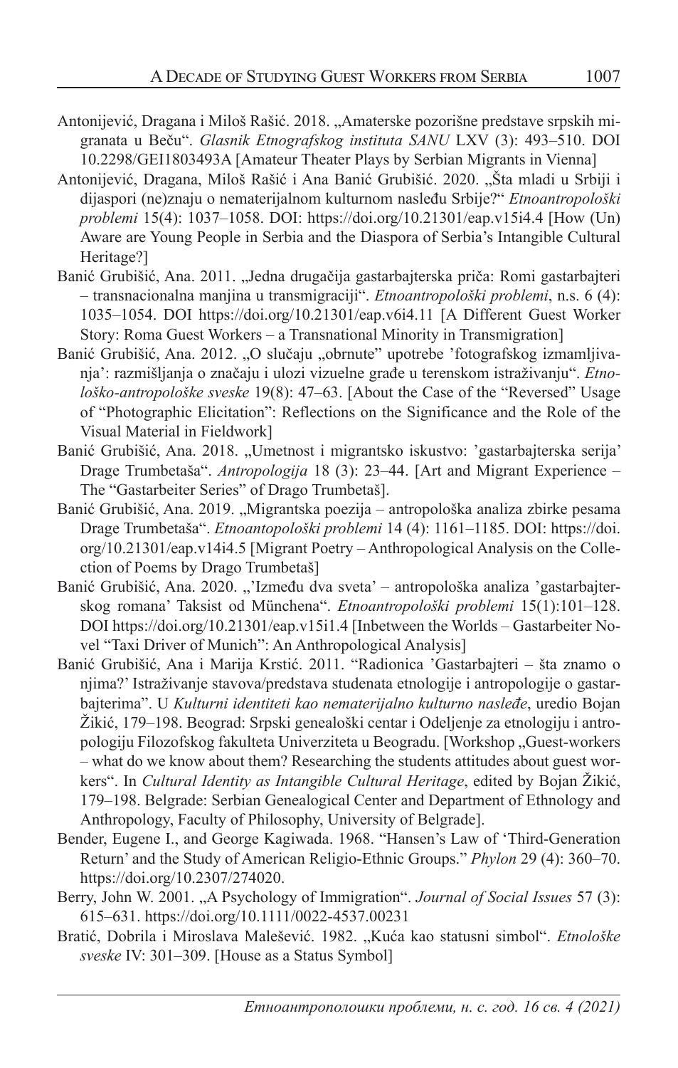Antonijević, Dragana i Miloš Rašić. 2018. „Amaterske pozorišne predstave srpskih migranata u Beču". *Glasnik Etnografskog instituta SANU* LXV (3): 493–510. DOI 10.2298/GEI1803493A [Amateur Theater Plays by Serbian Migrants in Vienna]

Antonijević, Dragana, Miloš Rašić i Ana Banić Grubišić. 2020. „Šta mladi u Srbiji i dijaspori (ne)znaju o nematerijalnom kulturnom nasleđu Srbije?" *Etnoantropološki problemi* 15(4): 1037–1058. DOI: https://doi.org/10.21301/eap.v15i4.4 [How (Un) Aware are Young People in Serbia and the Diaspora of Serbia's Intangible Cultural Heritage?]

Banić Grubišić, Ana. 2011. „Jedna drugačija gastarbajterska priča: Romi gastarbajteri – transnacionalna manjina u transmigraciji". *Etnoantropološki problemi*, n.s. 6 (4): 1035–1054. DOI https://doi.org/10.21301/eap.v6i4.11 [A Different Guest Worker Story: Roma Guest Workers – a Transnational Minority in Transmigration]

Banić Grubišić, Ana. 2012. „O slučaju „obrnute" upotrebe 'fotografskog izmamljivanja': razmišljanja o značaju i ulozi vizuelne građe u terenskom istraživanju". *Etnološko-antropološke sveske* 19(8): 47–63. [About the Case of the "Reversed" Usage of "Photographic Elicitation": Reflections on the Significance and the Role of the Visual Material in Fieldwork]

Banić Grubišić, Ana. 2018. „Umetnost i migrantsko iskustvo: 'gastarbajterska serija' Drage Trumbetaša". *Antropologija* 18 (3): 23–44. [Art and Migrant Experience – The "Gastarbeiter Series" of Drago Trumbetaš].

Banić Grubišić, Ana. 2019. „Migrantska poezija – antropološka analiza zbirke pesama Drage Trumbetaša". *Etnoantopološki problemi* 14 (4): 1161–1185. DOI: https://doi.org/10.21301/eap.v14i4.5 [Migrant Poetry – Anthropological Analysis on the Collection of Poems by Drago Trumbetaš]

Banić Grubišić, Ana. 2020. „'Između dva sveta' – antropološka analiza 'gastarbajterskog romana' Taksist od Münchena". *Etnoantropološki problemi* 15(1):101–128. DOI https://doi.org/10.21301/eap.v15i1.4 [Inbetween the Worlds – Gastarbeiter Novel "Taxi Driver of Munich": An Anthropological Analysis]

Banić Grubišić, Ana i Marija Krstić. 2011. "Radionica 'Gastarbajteri – šta znamo o njima?' Istraživanje stavova/predstava studenata etnologije i antropologije o gastarbajterima". U *Kulturni identiteti kao nematerijalno kulturno nasleđe*, uredio Bojan Žikić, 179–198. Beograd: Srpski genealoški centar i Odeljenje za etnologiju i antropologiju Filozofskog fakulteta Univerziteta u Beogradu. [Workshop „Guest-workers – what do we know about them? Researching the students attitudes about guest workers". In *Cultural Identity as Intangible Cultural Heritage*, edited by Bojan Žikić, 179–198. Belgrade: Serbian Genealogical Center and Department of Ethnology and Anthropology, Faculty of Philosophy, University of Belgrade].

Bender, Eugene I., and George Kagiwada. 1968. "Hansen's Law of 'Third-Generation Return' and the Study of American Religio-Ethnic Groups." *Phylon* 29 (4): 360–70. https://doi.org/10.2307/274020.

Berry, John W. 2001. „A Psychology of Immigration". *Journal of Social Issues* 57 (3): 615–631. https://doi.org/10.1111/0022-4537.00231

Bratić, Dobrila i Miroslava Malešević. 1982. „Kuća kao statusni simbol". *Etnološke sveske* IV: 301–309. [House as a Status Symbol]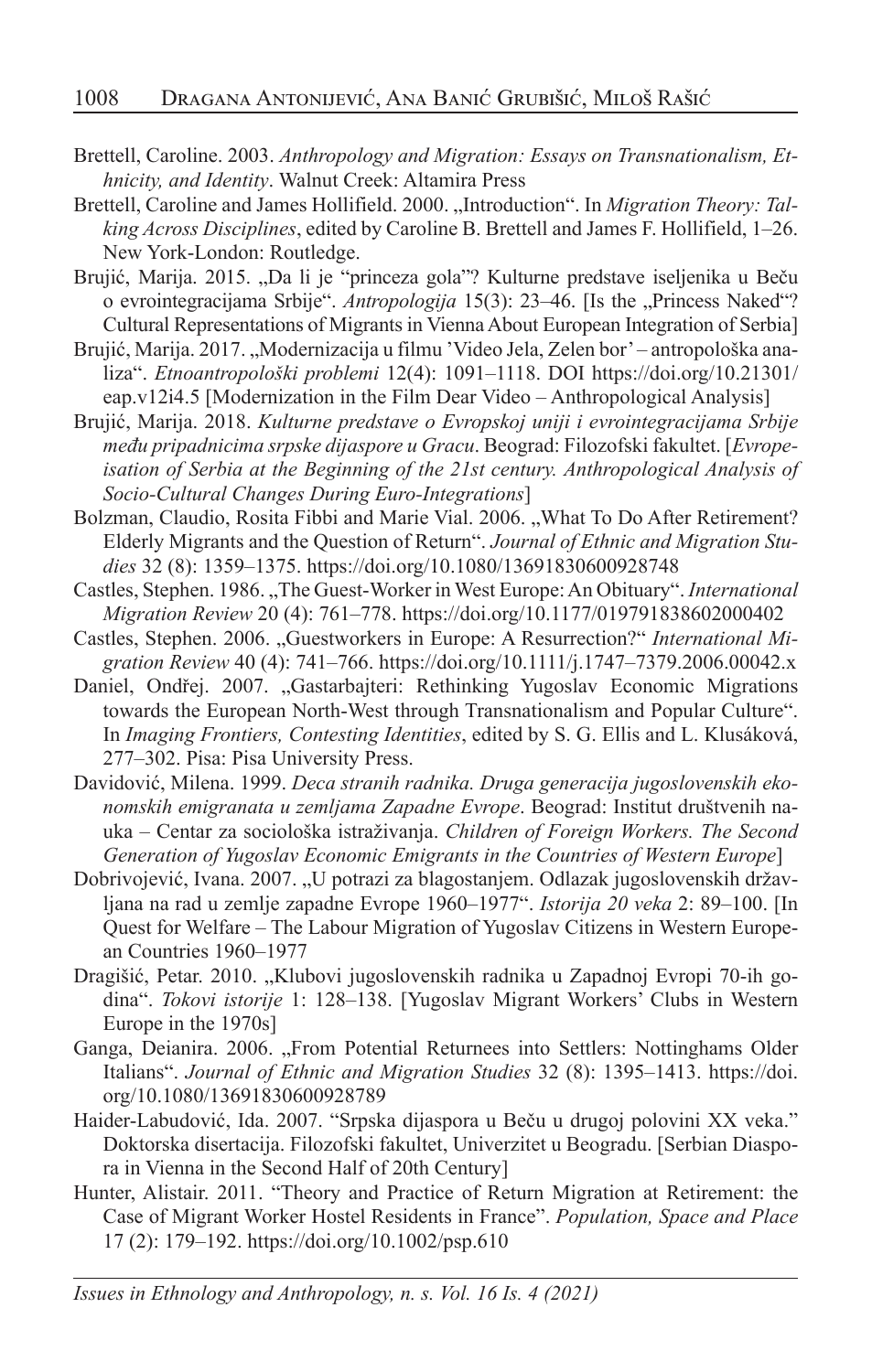Brettell, Caroline. 2003. *Anthropology and Migration: Essays on Transnationalism, Ethnicity, and Identity*. Walnut Creek: Altamira Press

Brettell, Caroline and James Hollifield. 2000. „Introduction". In *Migration Theory: Talking Across Disciplines*, edited by Caroline B. Brettell and James F. Hollifield, 1–26. New York-London: Routledge.

Brujić, Marija. 2015. „Da li je "princeza gola"? Kulturne predstave iseljenika u Beču o evrointegracijama Srbije". *Antropologija* 15(3): 23–46. [Is the „Princess Naked"? Cultural Representations of Migrants in Vienna About European Integration of Serbia]

Brujić, Marija. 2017. „Modernizacija u filmu 'Video Jela, Zelen bor' – antropološka analiza". *Etnoantropološki problemi* 12(4): 1091–1118. DOI https://doi.org/10.21301/eap.v12i4.5 [Modernization in the Film Dear Video – Anthropological Analysis]

Brujić, Marija. 2018. *Kulturne predstave o Evropskoj uniji i evrointegracijama Srbije među pripadnicima srpske dijaspore u Gracu*. Beograd: Filozofski fakultet. [*Europeisation of Serbia at the Beginning of the 21st century. Anthropological Analysis of Socio-Cultural Changes During Euro-Integrations*]

Bolzman, Claudio, Rosita Fibbi and Marie Vial. 2006. „What To Do After Retirement? Elderly Migrants and the Question of Return". *Journal of Ethnic and Migration Studies* 32 (8): 1359–1375. https://doi.org/10.1080/13691830600928748

Castles, Stephen. 1986. „The Guest-Worker in West Europe: An Obituary". *International Migration Review* 20 (4): 761–778. https://doi.org/10.1177/019791838602000402

Castles, Stephen. 2006. „Guestworkers in Europe: A Resurrection?" *International Migration Review* 40 (4): 741–766. https://doi.org/10.1111/j.1747–7379.2006.00042.x

Daniel, Ondřej. 2007. „Gastarbajteri: Rethinking Yugoslav Economic Migrations towards the European North-West through Transnationalism and Popular Culture". In *Imaging Frontiers, Contesting Identities*, edited by S. G. Ellis and L. Klusáková, 277–302. Pisa: Pisa University Press.

Davidović, Milena. 1999. *Deca stranih radnika. Druga generacija jugoslovenskih ekonomskih emigranata u zemljama Zapadne Evrope*. Beograd: Institut društvenih nauka – Centar za sociološka istraživanja. *Children of Foreign Workers. The Second Generation of Yugoslav Economic Emigrants in the Countries of Western Europe*]

Dobrivojević, Ivana. 2007. „U potrazi za blagostanjem. Odlazak jugoslovenskih državljana na rad u zemlje zapadne Evrope 1960–1977". *Istorija 20 veka* 2: 89–100. [In Quest for Welfare – The Labour Migration of Yugoslav Citizens in Western European Countries 1960–1977

Dragišić, Petar. 2010. „Klubovi jugoslovenskih radnika u Zapadnoj Evropi 70-ih godina". *Tokovi istorije* 1: 128–138. [Yugoslav Migrant Workers' Clubs in Western Europe in the 1970s]

Ganga, Deianira. 2006. „From Potential Returnees into Settlers: Nottinghams Older Italians". *Journal of Ethnic and Migration Studies* 32 (8): 1395–1413. https://doi.org/10.1080/13691830600928789

Haider-Labudović, Ida. 2007. "Srpska dijaspora u Beču u drugoj polovini XX veka." Doktorska disertacija. Filozofski fakultet, Univerzitet u Beogradu. [Serbian Diaspora in Vienna in the Second Half of 20th Century]

Hunter, Alistair. 2011. "Theory and Practice of Return Migration at Retirement: the Case of Migrant Worker Hostel Residents in France". *Population, Space and Place* 17 (2): 179–192. https://doi.org/10.1002/psp.610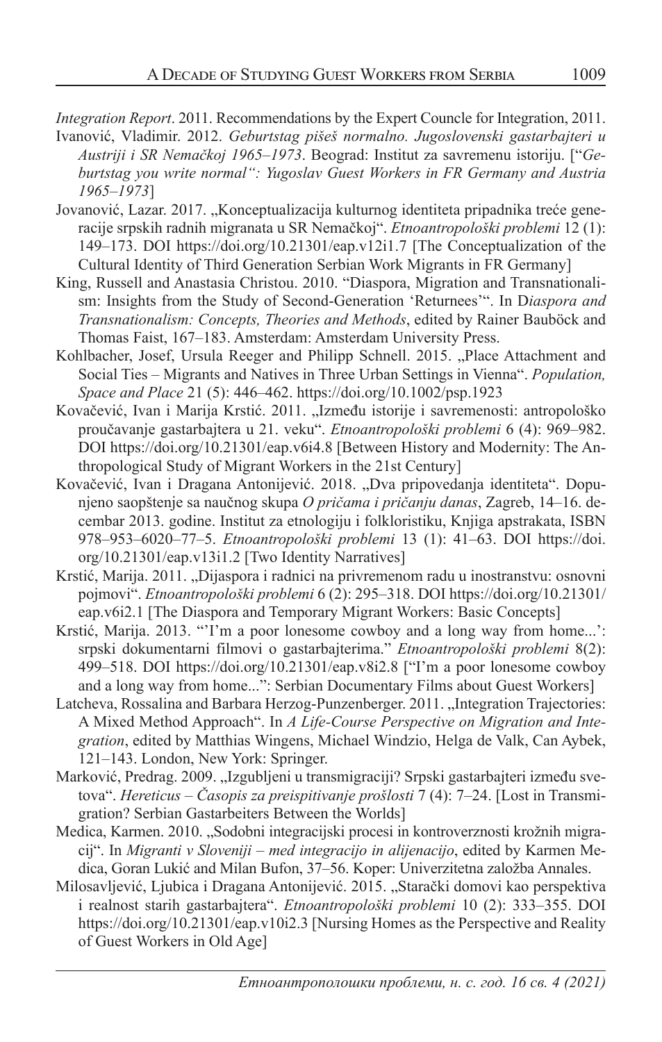*Integration Report*. 2011. Recommendations by the Expert Councle for Integration, 2011.

Ivanović, Vladimir. 2012. *Geburtstag pišeš normalno. Jugoslovenski gastarbajteri u Austriji i SR Nemačkoj 1965–1973*. Beograd: Institut za savremenu istoriju. ["*Geburtstag you write normal": Yugoslav Guest Workers in FR Germany and Austria 1965–1973*]

Jovanović, Lazar. 2017. „Konceptualizacija kulturnog identiteta pripadnika treće generacije srpskih radnih migranata u SR Nemačkoj". *Etnoantropološki problemi* 12 (1): 149–173. DOI https://doi.org/10.21301/eap.v12i1.7 [The Conceptualization of the Cultural Identity of Third Generation Serbian Work Migrants in FR Germany]

King, Russell and Anastasia Christou. 2010. "Diaspora, Migration and Transnationalism: Insights from the Study of Second-Generation 'Returnees'". In D*iaspora and Transnationalism: Concepts, Theories and Methods*, edited by Rainer Bauböck and Thomas Faist, 167–183. Amsterdam: Amsterdam University Press.

Kohlbacher, Josef, Ursula Reeger and Philipp Schnell. 2015. „Place Attachment and Social Ties – Migrants and Natives in Three Urban Settings in Vienna". *Population, Space and Place* 21 (5): 446–462. https://doi.org/10.1002/psp.1923

Kovačević, Ivan i Marija Krstić. 2011. „Između istorije i savremenosti: antropološko proučavanje gastarbajtera u 21. veku". *Etnoantropološki problemi* 6 (4): 969–982. DOI https://doi.org/10.21301/eap.v6i4.8 [Between History and Modernity: The Anthropological Study of Migrant Workers in the 21st Century]

Kovačević, Ivan i Dragana Antonijević. 2018. „Dva pripovedanja identiteta". Dopunjeno saopštenje sa naučnog skupa *O pričama i pričanju danas*, Zagreb, 14–16. decembar 2013. godine. Institut za etnologiju i folkloristiku, Knjiga apstrakata, ISBN 978–953–6020–77–5. *Etnoantropološki problemi* 13 (1): 41–63. DOI https://doi.org/10.21301/eap.v13i1.2 [Two Identity Narratives]

Krstić, Marija. 2011. „Dijaspora i radnici na privremenom radu u inostranstvu: osnovni pojmovi". *Etnoantropološki problemi* 6 (2): 295–318. DOI https://doi.org/10.21301/eap.v6i2.1 [The Diaspora and Temporary Migrant Workers: Basic Concepts]

Krstić, Marija. 2013. "'I'm a poor lonesome cowboy and a long way from home...': srpski dokumentarni filmovi o gastarbajterima." *Etnoantropološki problemi* 8(2): 499–518. DOI https://doi.org/10.21301/eap.v8i2.8 ["I'm a poor lonesome cowboy and a long way from home...": Serbian Documentary Films about Guest Workers]

Latcheva, Rossalina and Barbara Herzog-Punzenberger. 2011. „Integration Trajectories: A Mixed Method Approach". In *A Life-Course Perspective on Migration and Integration*, edited by Matthias Wingens, Michael Windzio, Helga de Valk, Can Aybek, 121–143. London, New York: Springer.

Marković, Predrag. 2009. „Izgubljeni u transmigraciji? Srpski gastarbajteri između svetova". *Hereticus – Časopis za preispitivanje prošlosti* 7 (4): 7–24. [Lost in Transmigration? Serbian Gastarbeiters Between the Worlds]

Medica, Karmen. 2010. „Sodobni integracijski procesi in kontroverznosti krožnih migracij". In *Migranti v Sloveniji – med integracijo in alijenacijo*, edited by Karmen Medica, Goran Lukić and Milan Bufon, 37–56. Koper: Univerzitetna založba Annales.

Milosavljević, Ljubica i Dragana Antonijević. 2015. „Starački domovi kao perspektiva i realnost starih gastarbajtera". *Etnoantropološki problemi* 10 (2): 333–355. DOI https://doi.org/10.21301/eap.v10i2.3 [Nursing Homes as the Perspective and Reality of Guest Workers in Old Age]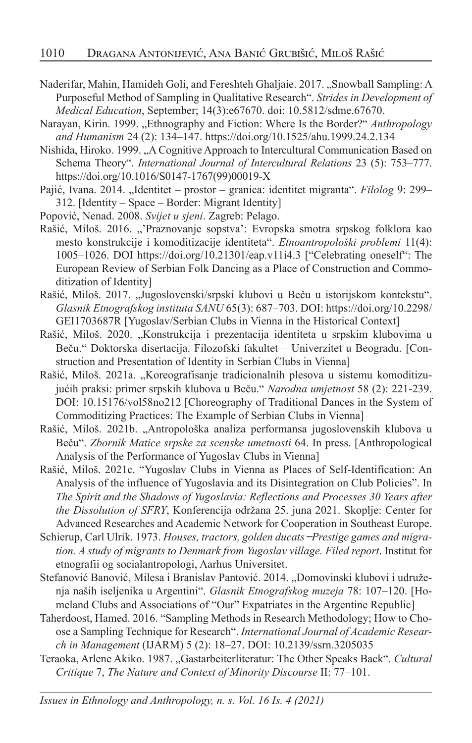Naderifar, Mahin, Hamideh Goli, and Fereshteh Ghaljaie. 2017. „Snowball Sampling: A Purposeful Method of Sampling in Qualitative Research". *Strides in Development of Medical Education*, September; 14(3):e67670. doi: 10.5812/sdme.67670.

Narayan, Kirin. 1999. „Ethnography and Fiction: Where Is the Border?" *Anthropology and Humanism* 24 (2): 134–147. https://doi.org/10.1525/ahu.1999.24.2.134

Nishida, Hiroko. 1999. „A Cognitive Approach to Intercultural Communication Based on Schema Theory". *International Journal of Intercultural Relations* 23 (5): 753–777. https://doi.org/10.1016/S0147-1767(99)00019-X

Pajić, Ivana. 2014. „Identitet – prostor – granica: identitet migranta". *Filolog* 9: 299–312. [Identity – Space – Border: Migrant Identity]

Popović, Nenad. 2008. *Svijet u sjeni*. Zagreb: Pelago.

Rašić, Miloš. 2016. „'Praznovanje sopstva': Evropska smotra srpskog folklora kao mesto konstrukcije i komoditizacije identiteta". *Etnoantropološki problemi* 11(4): 1005–1026. DOI https://doi.org/10.21301/eap.v11i4.3 ["Celebrating oneself": The European Review of Serbian Folk Dancing as a Place of Construction and Commoditization of Identity]

Rašić, Miloš. 2017. „Jugoslovenski/srpski klubovi u Beču u istorijskom kontekstu". *Glasnik Etnografskog instituta SANU* 65(3): 687–703. DOI: https://doi.org/10.2298/GEI1703687R [Yugoslav/Serbian Clubs in Vienna in the Historical Context]

Rašić, Miloš. 2020. „Konstrukcija i prezentacija identiteta u srpskim klubovima u Beču." Doktorska disertacija. Filozofski fakultet – Univerzitet u Beogradu. [Construction and Presentation of Identity in Serbian Clubs in Vienna]

Rašić, Miloš. 2021a. „Koreografisanje tradicionalnih plesova u sistemu komoditizujućih praksi: primer srpskih klubova u Beču." *Narodna umjetnost* 58 (2): 221-239. DOI: 10.15176/vol58no212 [Choreography of Traditional Dances in the System of Commoditizing Practices: The Example of Serbian Clubs in Vienna]

Rašić, Miloš. 2021b. „Antropološka analiza performansa jugoslovenskih klubova u Beču". *Zbornik Matice srpske za scenske umetnosti* 64. In press. [Anthropological Analysis of the Performance of Yugoslav Clubs in Vienna]

Rašić, Miloš. 2021c. "Yugoslav Clubs in Vienna as Places of Self-Identification: An Analysis of the influence of Yugoslavia and its Disintegration on Club Policies". In *The Spirit and the Shadows of Yugoslavia: Reflections and Processes 30 Years after the Dissolution of SFRY*, Konferencija održana 25. juna 2021. Skoplje: Center for Advanced Researches and Academic Network for Cooperation in Southeast Europe.

Schierup, Carl Ulrik. 1973. *Houses, tractors, golden ducats – Prestige games and migration. A study of migrants to Denmark from Yugoslav village. Filed report*. Institut for etnografii og socialantropologi, Aarhus Universitet.

Stefanović Banović, Milesa i Branislav Pantović. 2014. „Domovinski klubovi i udruženja naših iseljenika u Argentini". *Glasnik Etnografskog muzeja* 78: 107–120. [Homeland Clubs and Associations of "Our" Expatriates in the Argentine Republic]

Taherdoost, Hamed. 2016. "Sampling Methods in Research Methodology; How to Choose a Sampling Technique for Research". *International Journal of Academic Research in Management* (IJARM) 5 (2): 18–27. DOI: 10.2139/ssrn.3205035

Teraoka, Arlene Akiko. 1987. „Gastarbeiterliteratur: The Other Speaks Back". *Cultural Critique* 7, *The Nature and Context of Minority Discourse* II: 77–101.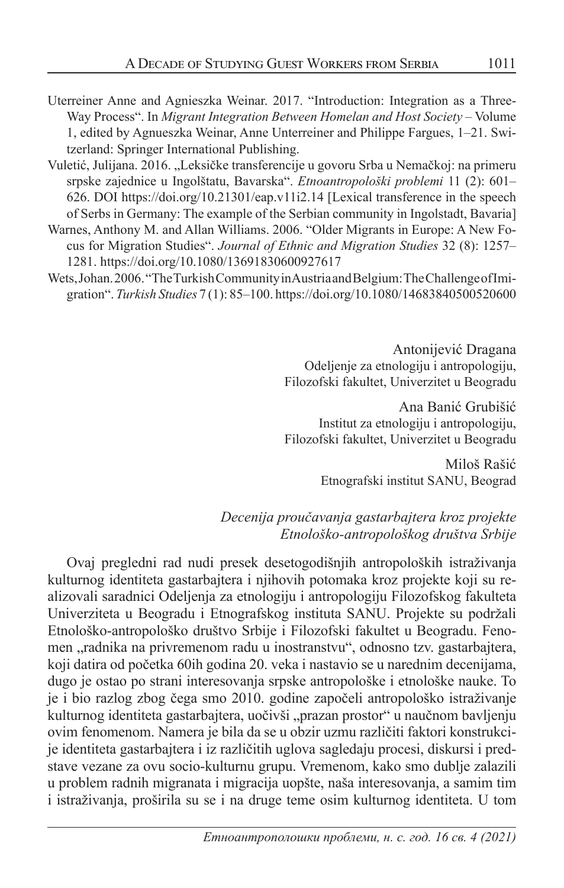Uterreiner Anne and Agnieszka Weinar. 2017. "Introduction: Integration as a Three-Way Process". In *Migrant Integration Between Homelan and Host Society* – Volume 1, edited by Agnueszka Weinar, Anne Unterreiner and Philippe Fargues, 1–21. Switzerland: Springer International Publishing.

Vuletić, Julijana. 2016. „Leksičke transferencije u govoru Srba u Nemačkoj: na primeru srpske zajednice u Ingolštatu, Bavarska". *Etnoantropološki problemi* 11 (2): 601–626. DOI https://doi.org/10.21301/eap.v11i2.14 [Lexical transference in the speech of Serbs in Germany: The example of the Serbian community in Ingolstadt, Bavaria]

Warnes, Anthony M. and Allan Williams. 2006. "Older Migrants in Europe: A New Focus for Migration Studies". *Journal of Ethnic and Migration Studies* 32 (8): 1257–1281. https://doi.org/10.1080/13691830600927617

Wets, Johan. 2006. "The Turkish Community in Austria and Belgium: The Challenge of Imigration". *Turkish Studies* 7 (1): 85–100. https://doi.org/10.1080/14683840500520600

Antonijević Dragana
Odeljenje za etnologiju i antropologiju,
Filozofski fakultet, Univerzitet u Beogradu

Ana Banić Grubišić
Institut za etnologiju i antropologiju,
Filozofski fakultet, Univerzitet u Beogradu

Miloš Rašić
Etnografski institut SANU, Beograd

*Decenija proučavanja gastarbajtera kroz projekte Etnološko-antropološkog društva Srbije*

Ovaj pregledni rad nudi presek desetogodišnjih antropoloških istraživanja kulturnog identiteta gastarbajtera i njihovih potomaka kroz projekte koji su realizovali saradnici Odeljenja za etnologiju i antropologiju Filozofskog fakulteta Univerziteta u Beogradu i Etnografskog instituta SANU. Projekte su podržali Etnološko-antropološko društvo Srbije i Filozofski fakultet u Beogradu. Fenomen „radnika na privremenom radu u inostranstvu", odnosno tzv. gastarbajtera, koji datira od početka 60ih godina 20. veka i nastavio se u narednim decenijama, dugo je ostao po strani interesovanja srpske antropološke i etnološke nauke. To je i bio razlog zbog čega smo 2010. godine započeli antropološko istraživanje kulturnog identiteta gastarbajtera, uočivši „prazan prostor" u naučnom bavljenju ovim fenomenom. Namera je bila da se u obzir uzmu različiti faktori konstrukcije identiteta gastarbajtera i iz različitih uglova sagledaju procesi, diskursi i predstave vezane za ovu socio-kulturnu grupu. Vremenom, kako smo dublje zalazili u problem radnih migranata i migracija uopšte, naša interesovanja, a samim tim i istraživanja, proširila su se i na druge teme osim kulturnog identiteta. U tom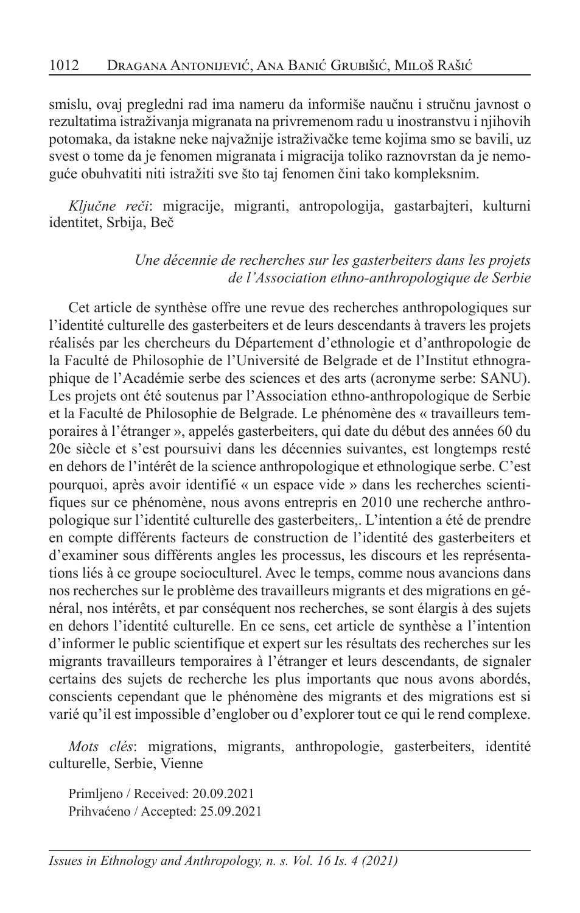smislu, ovaj pregledni rad ima nameru da informiše naučnu i stručnu javnost o rezultatima istraživanja migranata na privremenom radu u inostranstvu i njihovih potomaka, da istakne neke najvažnije istraživačke teme kojima smo se bavili, uz svest o tome da je fenomen migranata i migracija toliko raznovrstan da je nemoguće obuhvatiti niti istražiti sve što taj fenomen čini tako kompleksnim.

*Ključne reči*: migracije, migranti, antropologija, gastarbajteri, kulturni identitet, Srbija, Beč

*Une décennie de recherches sur les gasterbeiters dans les projets de l'Association ethno-anthropologique de Serbie*

Cet article de synthèse offre une revue des recherches anthropologiques sur l'identité culturelle des gasterbeiters et de leurs descendants à travers les projets réalisés par les chercheurs du Département d'ethnologie et d'anthropologie de la Faculté de Philosophie de l'Université de Belgrade et de l'Institut ethnographique de l'Académie serbe des sciences et des arts (acronyme serbe: SANU). Les projets ont été soutenus par l'Association ethno-anthropologique de Serbie et la Faculté de Philosophie de Belgrade. Le phénomène des « travailleurs temporaires à l'étranger », appelés gasterbeiters, qui date du début des années 60 du 20e siècle et s'est poursuivi dans les décennies suivantes, est longtemps resté en dehors de l'intérêt de la science anthropologique et ethnologique serbe. C'est pourquoi, après avoir identifié « un espace vide » dans les recherches scientifiques sur ce phénomène, nous avons entrepris en 2010 une recherche anthropologique sur l'identité culturelle des gasterbeiters,. L'intention a été de prendre en compte différents facteurs de construction de l'identité des gasterbeiters et d'examiner sous différents angles les processus, les discours et les représentations liés à ce groupe socioculturel. Avec le temps, comme nous avancions dans nos recherches sur le problème des travailleurs migrants et des migrations en général, nos intérêts, et par conséquent nos recherches, se sont élargis à des sujets en dehors l'identité culturelle. En ce sens, cet article de synthèse a l'intention d'informer le public scientifique et expert sur les résultats des recherches sur les migrants travailleurs temporaires à l'étranger et leurs descendants, de signaler certains des sujets de recherche les plus importants que nous avons abordés, conscients cependant que le phénomène des migrants et des migrations est si varié qu'il est impossible d'englober ou d'explorer tout ce qui le rend complexe.

*Mots clés*: migrations, migrants, anthropologie, gasterbeiters, identité culturelle, Serbie, Vienne

Primljeno / Received: 20.09.2021
Prihvaćeno / Accepted: 25.09.2021